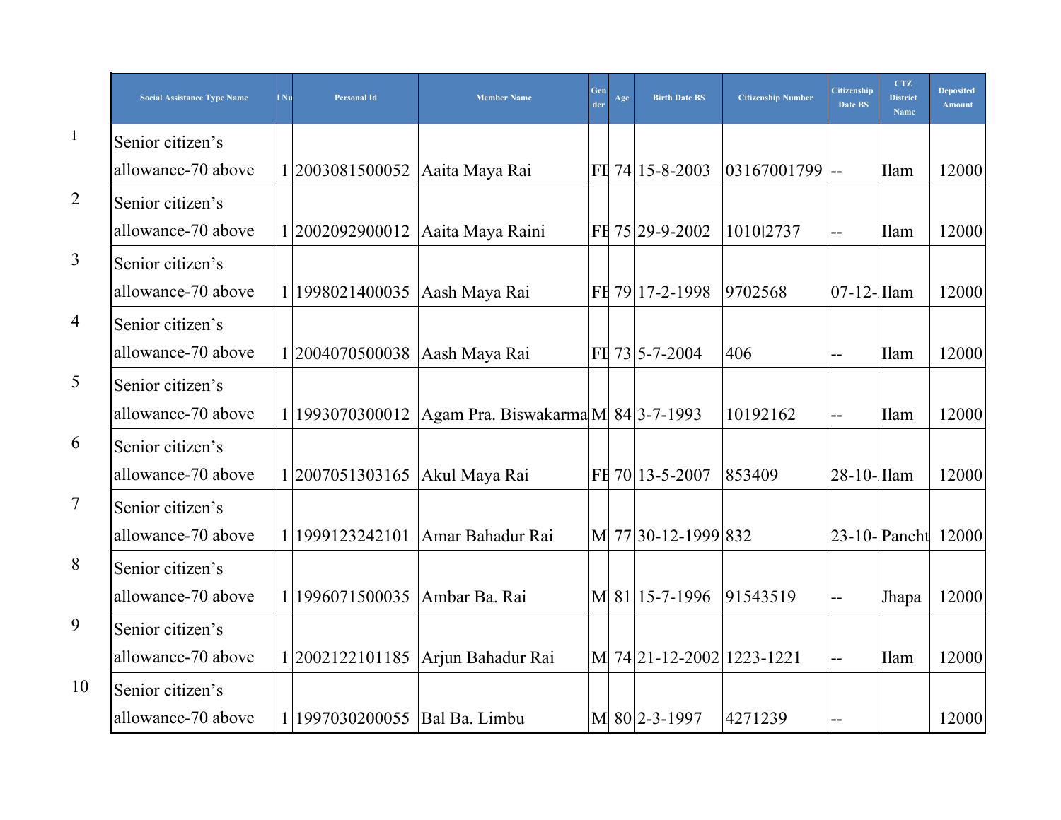| | Social Assistance Type Name | l Nu | Personal Id | Member Name | Gender | Age | Birth Date BS | Citizenship Number | Citizenship Date BS | CTZ District Name | Deposited Amount |
|---|---|---|---|---|---|---|---|---|---|---|---|
| 1 | Senior citizen's allowance-70 above | 1 | 2003081500052 | Aaita Maya Rai | FE | 74 | 15-8-2003 | 03167001799 | -- | Ilam | 12000 |
| 2 | Senior citizen's allowance-70 above | 1 | 2002092900012 | Aaita Maya Raini | FE | 75 | 29-9-2002 | 10101l2737 | -- | Ilam | 12000 |
| 3 | Senior citizen's allowance-70 above | 1 | 1998021400035 | Aash Maya Rai | FE | 79 | 17-2-1998 | 9702568 | 07-12- | Ilam | 12000 |
| 4 | Senior citizen's allowance-70 above | 1 | 2004070500038 | Aash Maya Rai | FE | 73 | 5-7-2004 | 406 | -- | Ilam | 12000 |
| 5 | Senior citizen's allowance-70 above | 1 | 1993070300012 | Agam Pra. Biswakarma | M | 84 | 3-7-1993 | 10192162 | -- | Ilam | 12000 |
| 6 | Senior citizen's allowance-70 above | 1 | 2007051303165 | Akul Maya Rai | FE | 70 | 13-5-2007 | 853409 | 28-10- | Ilam | 12000 |
| 7 | Senior citizen's allowance-70 above | 1 | 1999123242101 | Amar Bahadur Rai | M | 77 | 30-12-1999 | 832 | 23-10- | Pancht | 12000 |
| 8 | Senior citizen's allowance-70 above | 1 | 1996071500035 | Ambar Ba. Rai | M | 81 | 15-7-1996 | 91543519 | -- | Jhapa | 12000 |
| 9 | Senior citizen's allowance-70 above | 1 | 2002122101185 | Arjun Bahadur Rai | M | 74 | 21-12-2002 | 1223-1221 | -- | Ilam | 12000 |
| 10 | Senior citizen's allowance-70 above | 1 | 1997030200055 | Bal Ba. Limbu | M | 80 | 2-3-1997 | 4271239 | -- | | 12000 |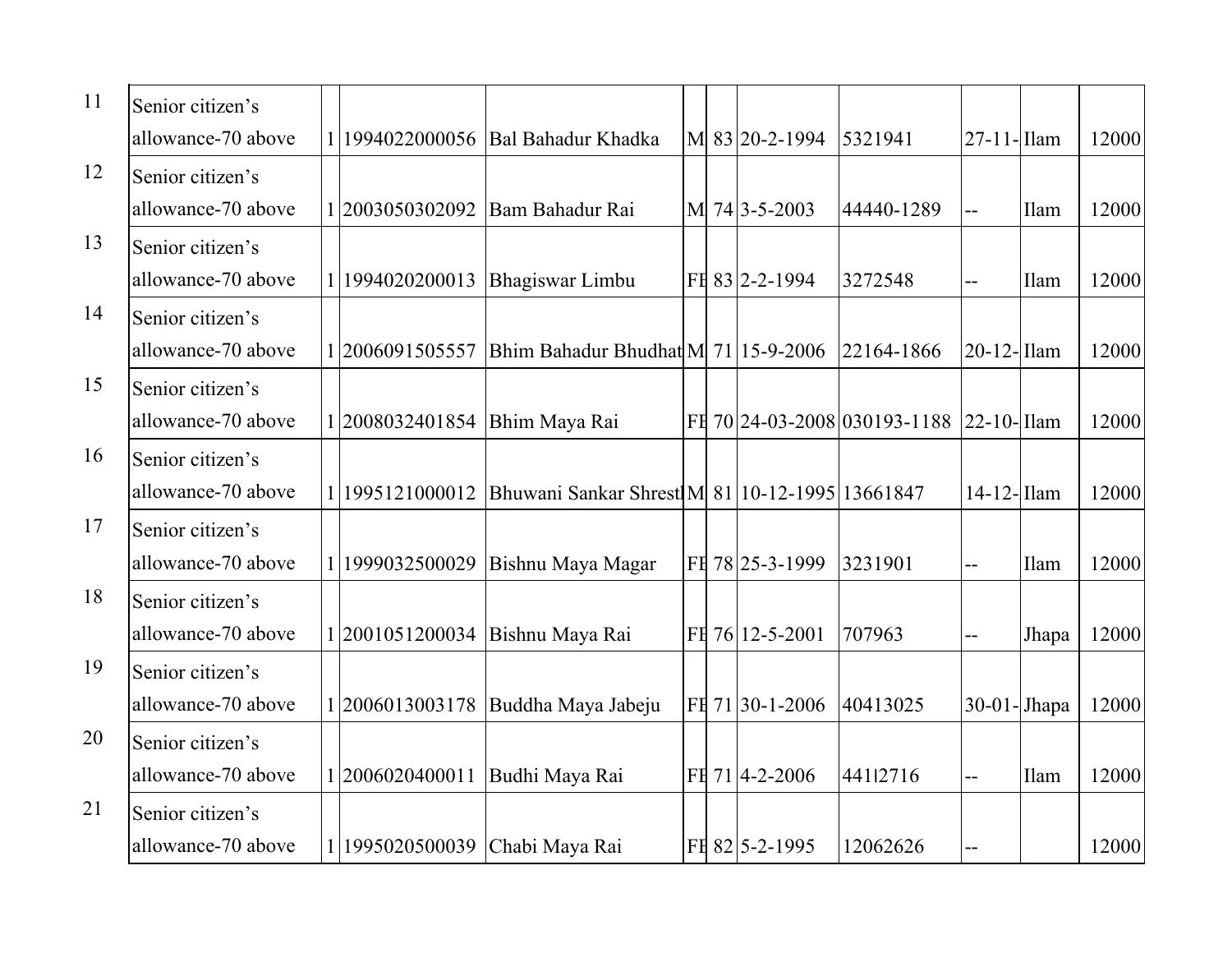| | | | | | | | | | | | |
|---|---|---|---|---|---|---|---|---|---|---|---|
| 11 | Senior citizen's allowance-70 above | 1 | 1994022000056 | Bal Bahadur Khadka | M | 83 | 20-2-1994 | 5321941 | 27-11- | Ilam | 12000 |
| 12 | Senior citizen's allowance-70 above | 1 | 2003050302092 | Bam Bahadur Rai | M | 74 | 3-5-2003 | 44440-1289 | -- | Ilam | 12000 |
| 13 | Senior citizen's allowance-70 above | 1 | 1994020200013 | Bhagiswar Limbu | FE | 83 | 2-2-1994 | 3272548 | -- | Ilam | 12000 |
| 14 | Senior citizen's allowance-70 above | 1 | 2006091505557 | Bhim Bahadur Bhudhat | M | 71 | 15-9-2006 | 22164-1866 | 20-12- | Ilam | 12000 |
| 15 | Senior citizen's allowance-70 above | 1 | 2008032401854 | Bhim Maya Rai | FE | 70 | 24-03-2008 | 030193-1188 | 22-10- | Ilam | 12000 |
| 16 | Senior citizen's allowance-70 above | 1 | 1995121000012 | Bhuwani Sankar Shrestl | M | 81 | 10-12-1995 | 13661847 | 14-12- | Ilam | 12000 |
| 17 | Senior citizen's allowance-70 above | 1 | 1999032500029 | Bishnu Maya Magar | FE | 78 | 25-3-1999 | 3231901 | -- | Ilam | 12000 |
| 18 | Senior citizen's allowance-70 above | 1 | 2001051200034 | Bishnu Maya Rai | FE | 76 | 12-5-2001 | 707963 | -- | Jhapa | 12000 |
| 19 | Senior citizen's allowance-70 above | 1 | 2006013003178 | Buddha Maya Jabeju | FE | 71 | 30-1-2006 | 40413025 | 30-01- | Jhapa | 12000 |
| 20 | Senior citizen's allowance-70 above | 1 | 2006020400011 | Budhi Maya Rai | FE | 71 | 4-2-2006 | 441l2716 | -- | Ilam | 12000 |
| 21 | Senior citizen's allowance-70 above | 1 | 1995020500039 | Chabi Maya Rai | FE | 82 | 5-2-1995 | 12062626 | -- | | 12000 |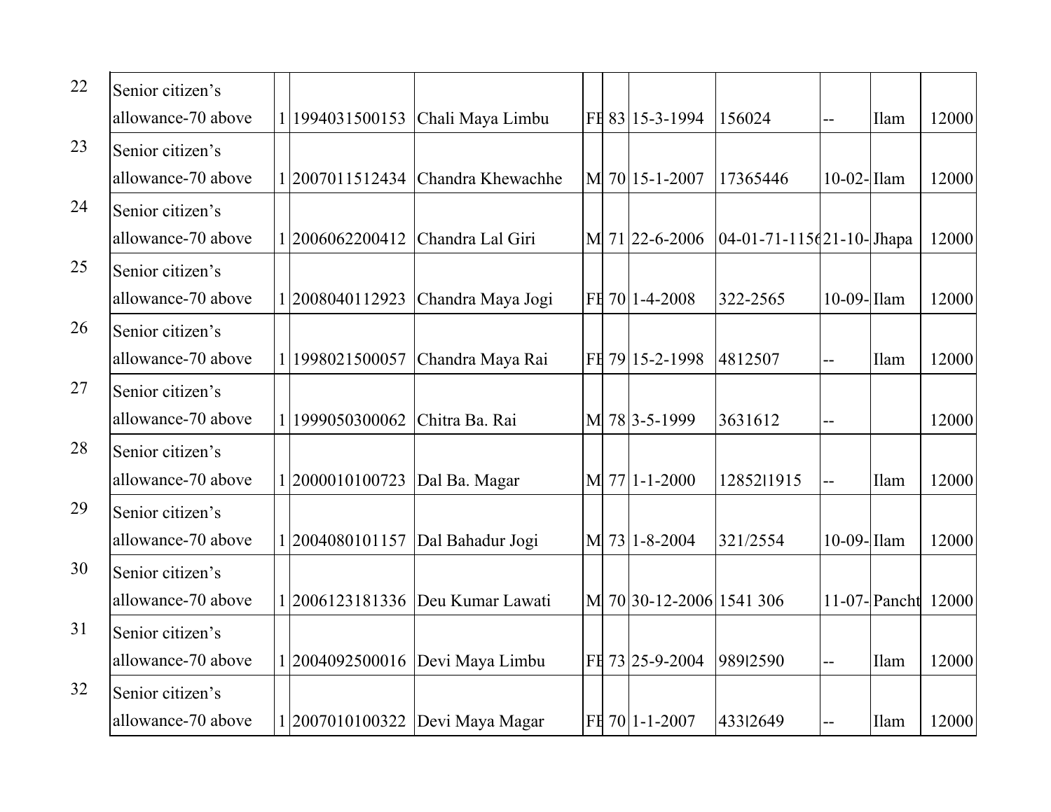| | | | | | | | | | | | |
|---|---|---|---|---|---|---|---|---|---|---|---|
| 22 | Senior citizen's allowance-70 above | 1 | 1994031500153 | Chali Maya Limbu | FE | 83 | 15-3-1994 | 156024 | -- | Ilam | 12000 |
| 23 | Senior citizen's allowance-70 above | 1 | 2007011512434 | Chandra Khewachhe | M | 70 | 15-1-2007 | 17365446 | 10-02- | Ilam | 12000 |
| 24 | Senior citizen's allowance-70 above | 1 | 2006062200412 | Chandra Lal Giri | M | 71 | 22-6-2006 | 04-01-71-1156 | 21-10- | Jhapa | 12000 |
| 25 | Senior citizen's allowance-70 above | 1 | 2008040112923 | Chandra Maya Jogi | FE | 70 | 1-4-2008 | 322-2565 | 10-09- | Ilam | 12000 |
| 26 | Senior citizen's allowance-70 above | 1 | 1998021500057 | Chandra Maya Rai | FE | 79 | 15-2-1998 | 4812507 | -- | Ilam | 12000 |
| 27 | Senior citizen's allowance-70 above | 1 | 1999050300062 | Chitra Ba. Rai | M | 78 | 3-5-1999 | 3631612 | -- | | 12000 |
| 28 | Senior citizen's allowance-70 above | 1 | 2000010100723 | Dal Ba. Magar | M | 77 | 1-1-2000 | 1285211915 | -- | Ilam | 12000 |
| 29 | Senior citizen's allowance-70 above | 1 | 2004080101157 | Dal Bahadur Jogi | M | 73 | 1-8-2004 | 321/2554 | 10-09- | Ilam | 12000 |
| 30 | Senior citizen's allowance-70 above | 1 | 2006123181336 | Deu Kumar Lawati | M | 70 | 30-12-2006 | 1541 306 | 11-07- | Pancht | 12000 |
| 31 | Senior citizen's allowance-70 above | 1 | 2004092500016 | Devi Maya Limbu | FE | 73 | 25-9-2004 | 98912590 | -- | Ilam | 12000 |
| 32 | Senior citizen's allowance-70 above | 1 | 2007010100322 | Devi Maya Magar | FE | 70 | 1-1-2007 | 43312649 | -- | Ilam | 12000 |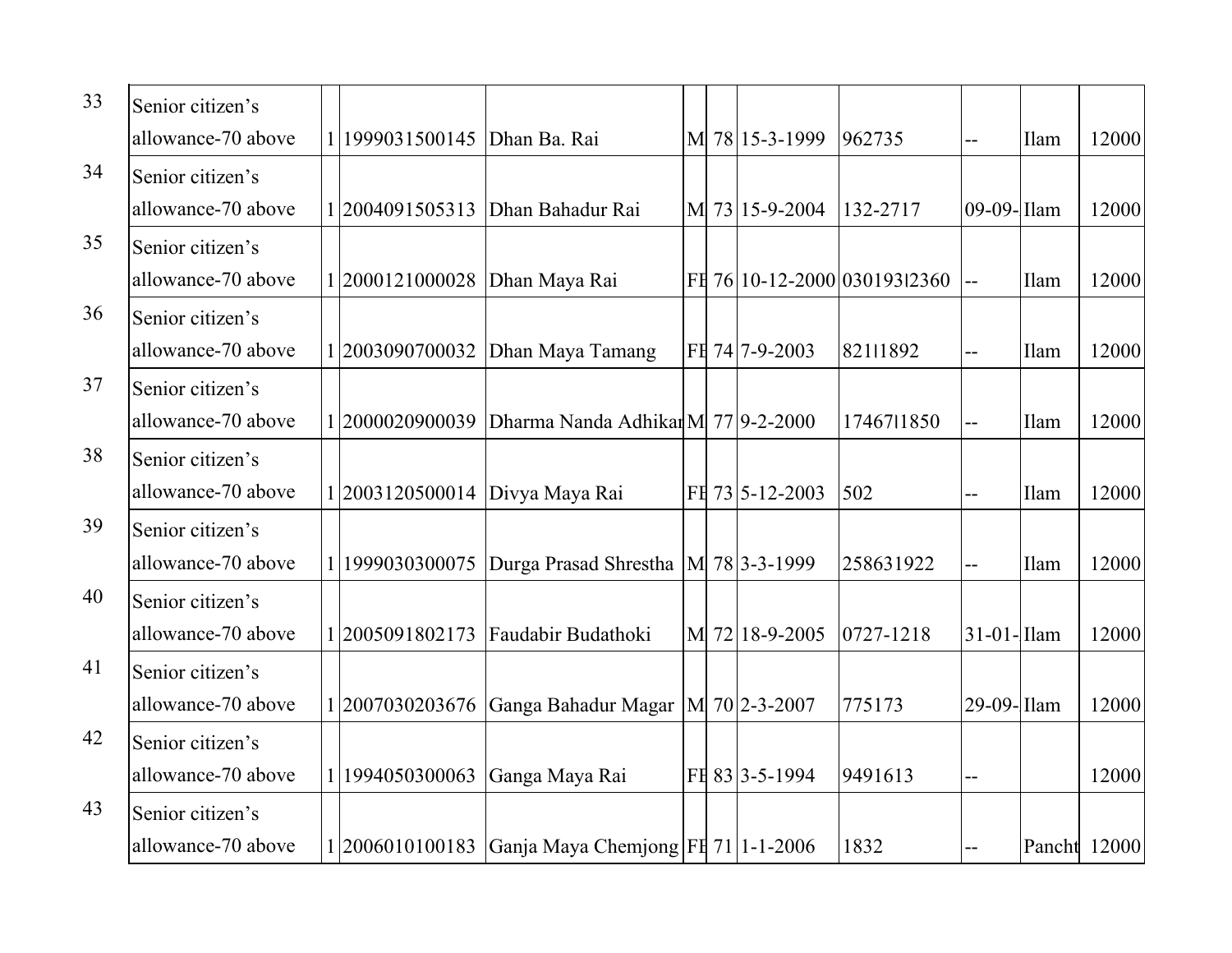| | | | | | | | | | | |
|---|---|---|---|---|---|---|---|---|---|---|
| 33 | Senior citizen's allowance-70 above | 1 | 1999031500145 | Dhan Ba. Rai | M | 78 | 15-3-1999 | 962735 | -- | Ilam | 12000 |
| 34 | Senior citizen's allowance-70 above | 1 | 2004091505313 | Dhan Bahadur Rai | M | 73 | 15-9-2004 | 132-2717 | 09-09- | Ilam | 12000 |
| 35 | Senior citizen's allowance-70 above | 1 | 2000121000028 | Dhan Maya Rai | FE | 76 | 10-12-2000 | 030193|2360 | -- | Ilam | 12000 |
| 36 | Senior citizen's allowance-70 above | 1 | 2003090700032 | Dhan Maya Tamang | FE | 74 | 7-9-2003 | 821|1892 | -- | Ilam | 12000 |
| 37 | Senior citizen's allowance-70 above | 1 | 2000020900039 | Dharma Nanda Adhikar | M | 77 | 9-2-2000 | 17467|1850 | -- | Ilam | 12000 |
| 38 | Senior citizen's allowance-70 above | 1 | 2003120500014 | Divya Maya Rai | FE | 73 | 5-12-2003 | 502 | -- | Ilam | 12000 |
| 39 | Senior citizen's allowance-70 above | 1 | 1999030300075 | Durga Prasad Shrestha | M | 78 | 3-3-1999 | 258631922 | -- | Ilam | 12000 |
| 40 | Senior citizen's allowance-70 above | 1 | 2005091802173 | Faudabir Budathoki | M | 72 | 18-9-2005 | 0727-1218 | 31-01- | Ilam | 12000 |
| 41 | Senior citizen's allowance-70 above | 1 | 2007030203676 | Ganga Bahadur Magar | M | 70 | 2-3-2007 | 775173 | 29-09- | Ilam | 12000 |
| 42 | Senior citizen's allowance-70 above | 1 | 1994050300063 | Ganga Maya Rai | FE | 83 | 3-5-1994 | 9491613 | -- | | 12000 |
| 43 | Senior citizen's allowance-70 above | 1 | 2006010100183 | Ganja Maya Chemjong | FE | 71 | 1-1-2006 | 1832 | -- | Pancht | 12000 |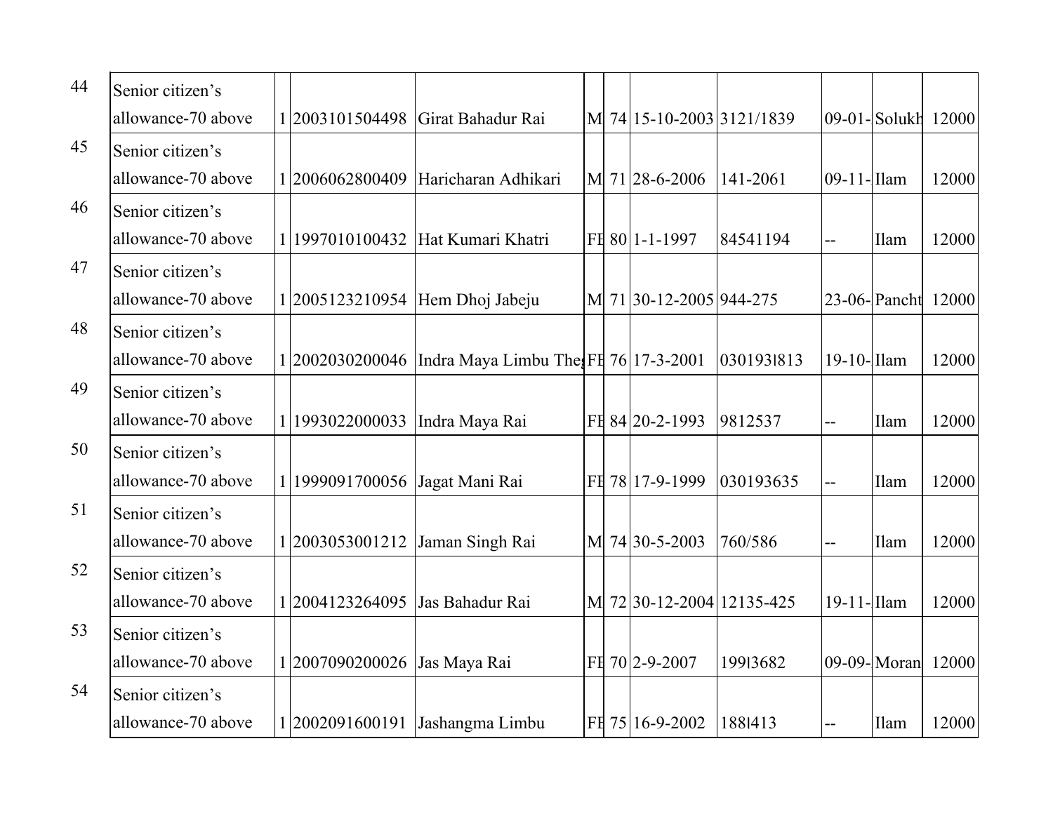| 44 | Senior citizen's allowance-70 above | 1 | 2003101504498 | Girat Bahadur Rai | M | 74 | 15-10-2003 | 3121/1839 | 09-01- | Solukh | 12000 |
|---|---|---|---|---|---|---|---|---|---|---|---|
| 45 | Senior citizen's allowance-70 above | 1 | 2006062800409 | Haricharan Adhikari | M | 71 | 28-6-2006 | 141-2061 | 09-11- | Ilam | 12000 |
| 46 | Senior citizen's allowance-70 above | 1 | 1997010100432 | Hat Kumari Khatri | FE | 80 | 1-1-1997 | 84541194 | -- | Ilam | 12000 |
| 47 | Senior citizen's allowance-70 above | 1 | 2005123210954 | Hem Dhoj Jabeju | M | 71 | 30-12-2005 | 944-275 | 23-06- | Pancht | 12000 |
| 48 | Senior citizen's allowance-70 above | 1 | 2002030200046 | Indra Maya Limbu The | FE | 76 | 17-3-2001 | 030193l813 | 19-10- | Ilam | 12000 |
| 49 | Senior citizen's allowance-70 above | 1 | 1993022000033 | Indra Maya Rai | FE | 84 | 20-2-1993 | 9812537 | -- | Ilam | 12000 |
| 50 | Senior citizen's allowance-70 above | 1 | 1999091700056 | Jagat Mani Rai | FE | 78 | 17-9-1999 | 030193635 | -- | Ilam | 12000 |
| 51 | Senior citizen's allowance-70 above | 1 | 2003053001212 | Jaman Singh Rai | M | 74 | 30-5-2003 | 760/586 | -- | Ilam | 12000 |
| 52 | Senior citizen's allowance-70 above | 1 | 2004123264095 | Jas Bahadur Rai | M | 72 | 30-12-2004 | 12135-425 | 19-11- | Ilam | 12000 |
| 53 | Senior citizen's allowance-70 above | 1 | 2007090200026 | Jas Maya Rai | FE | 70 | 2-9-2007 | 199l3682 | 09-09- | Moran | 12000 |
| 54 | Senior citizen's allowance-70 above | 1 | 2002091600191 | Jashangma Limbu | FE | 75 | 16-9-2002 | 188l413 | -- | Ilam | 12000 |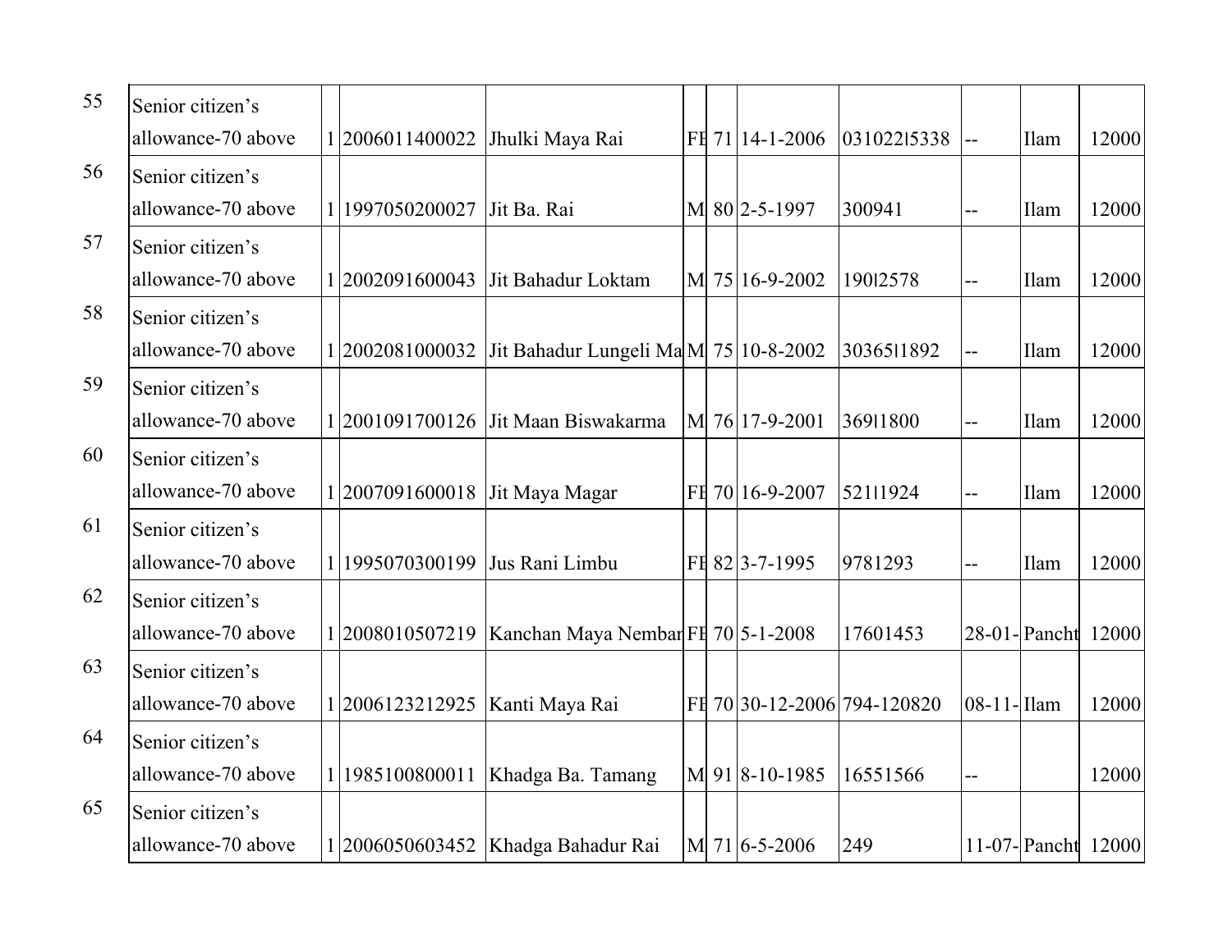| | | | | | | | | | | | |
|---|---|---|---|---|---|---|---|---|---|---|---|
| 55 | Senior citizen's allowance-70 above | 1 | 2006011400022 | Jhulki Maya Rai | FE | 71 | 14-1-2006 | 031022l5338 | -- | Ilam | 12000 |
| 56 | Senior citizen's allowance-70 above | 1 | 1997050200027 | Jit Ba. Rai | M | 80 | 2-5-1997 | 300941 | -- | Ilam | 12000 |
| 57 | Senior citizen's allowance-70 above | 1 | 2002091600043 | Jit Bahadur Loktam | M | 75 | 16-9-2002 | 190l2578 | -- | Ilam | 12000 |
| 58 | Senior citizen's allowance-70 above | 1 | 2002081000032 | Jit Bahadur Lungeli Ma | M | 75 | 10-8-2002 | 30365l1892 | -- | Ilam | 12000 |
| 59 | Senior citizen's allowance-70 above | 1 | 2001091700126 | Jit Maan Biswakarma | M | 76 | 17-9-2001 | 369l1800 | -- | Ilam | 12000 |
| 60 | Senior citizen's allowance-70 above | 1 | 2007091600018 | Jit Maya Magar | FE | 70 | 16-9-2007 | 521l1924 | -- | Ilam | 12000 |
| 61 | Senior citizen's allowance-70 above | 1 | 1995070300199 | Jus Rani Limbu | FE | 82 | 3-7-1995 | 9781293 | -- | Ilam | 12000 |
| 62 | Senior citizen's allowance-70 above | 1 | 2008010507219 | Kanchan Maya Nembar | FE | 70 | 5-1-2008 | 17601453 | 28-01- | Pancht | 12000 |
| 63 | Senior citizen's allowance-70 above | 1 | 2006123212925 | Kanti Maya Rai | FE | 70 | 30-12-2006 | 794-120820 | 08-11- | Ilam | 12000 |
| 64 | Senior citizen's allowance-70 above | 1 | 1985100800011 | Khadga Ba. Tamang | M | 91 | 8-10-1985 | 16551566 | -- | | 12000 |
| 65 | Senior citizen's allowance-70 above | 1 | 2006050603452 | Khadga Bahadur Rai | M | 71 | 6-5-2006 | 249 | 11-07- | Pancht | 12000 |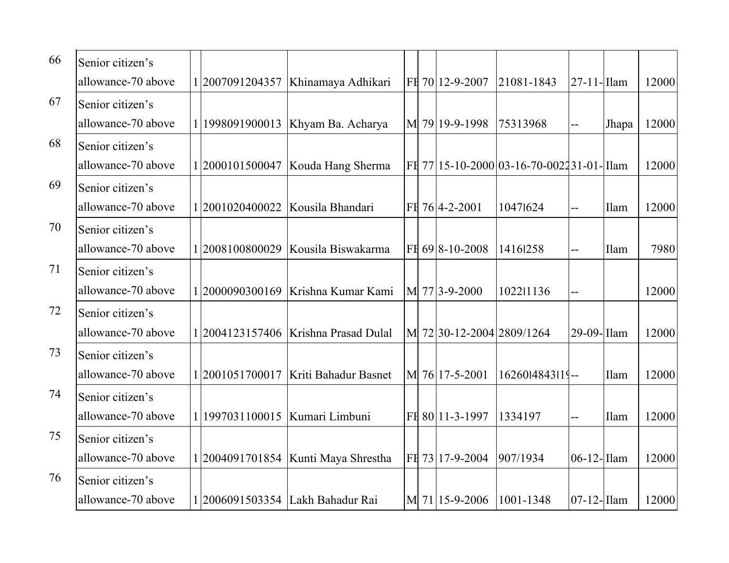| | | | | | | | | | | |
|---|---|---|---|---|---|---|---|---|---|---|
| 66 | Senior citizen's allowance-70 above | 1 | 2007091204357 | Khinamaya Adhikari | FE | 70 | 12-9-2007 | 21081-1843 | 27-11- | Ilam | 12000 |
| 67 | Senior citizen's allowance-70 above | 1 | 1998091900013 | Khyam Ba. Acharya | M | 79 | 19-9-1998 | 75313968 | -- | Jhapa | 12000 |
| 68 | Senior citizen's allowance-70 above | 1 | 2000101500047 | Kouda Hang Sherma | FE | 77 | 15-10-2000 | 03-16-70-0022 | 31-01- | Ilam | 12000 |
| 69 | Senior citizen's allowance-70 above | 1 | 2001020400022 | Kousila Bhandari | FE | 76 | 4-2-2001 | 1047l624 | -- | Ilam | 12000 |
| 70 | Senior citizen's allowance-70 above | 1 | 2008100800029 | Kousila Biswakarma | FE | 69 | 8-10-2008 | 1416l258 | -- | Ilam | 7980 |
| 71 | Senior citizen's allowance-70 above | 1 | 2000090300169 | Krishna Kumar Kami | M | 77 | 3-9-2000 | 1022l1136 | -- | | 12000 |
| 72 | Senior citizen's allowance-70 above | 1 | 2004123157406 | Krishna Prasad Dulal | M | 72 | 30-12-2004 | 2809/1264 | 29-09- | Ilam | 12000 |
| 73 | Senior citizen's allowance-70 above | 1 | 2001051700017 | Kriti Bahadur Basnet | M | 76 | 17-5-2001 | 16260l4843l19 | -- | Ilam | 12000 |
| 74 | Senior citizen's allowance-70 above | 1 | 1997031100015 | Kumari Limbuni | FE | 80 | 11-3-1997 | 1334197 | -- | Ilam | 12000 |
| 75 | Senior citizen's allowance-70 above | 1 | 2004091701854 | Kunti Maya Shrestha | FE | 73 | 17-9-2004 | 907/1934 | 06-12- | Ilam | 12000 |
| 76 | Senior citizen's allowance-70 above | 1 | 2006091503354 | Lakh Bahadur Rai | M | 71 | 15-9-2006 | 1001-1348 | 07-12- | Ilam | 12000 |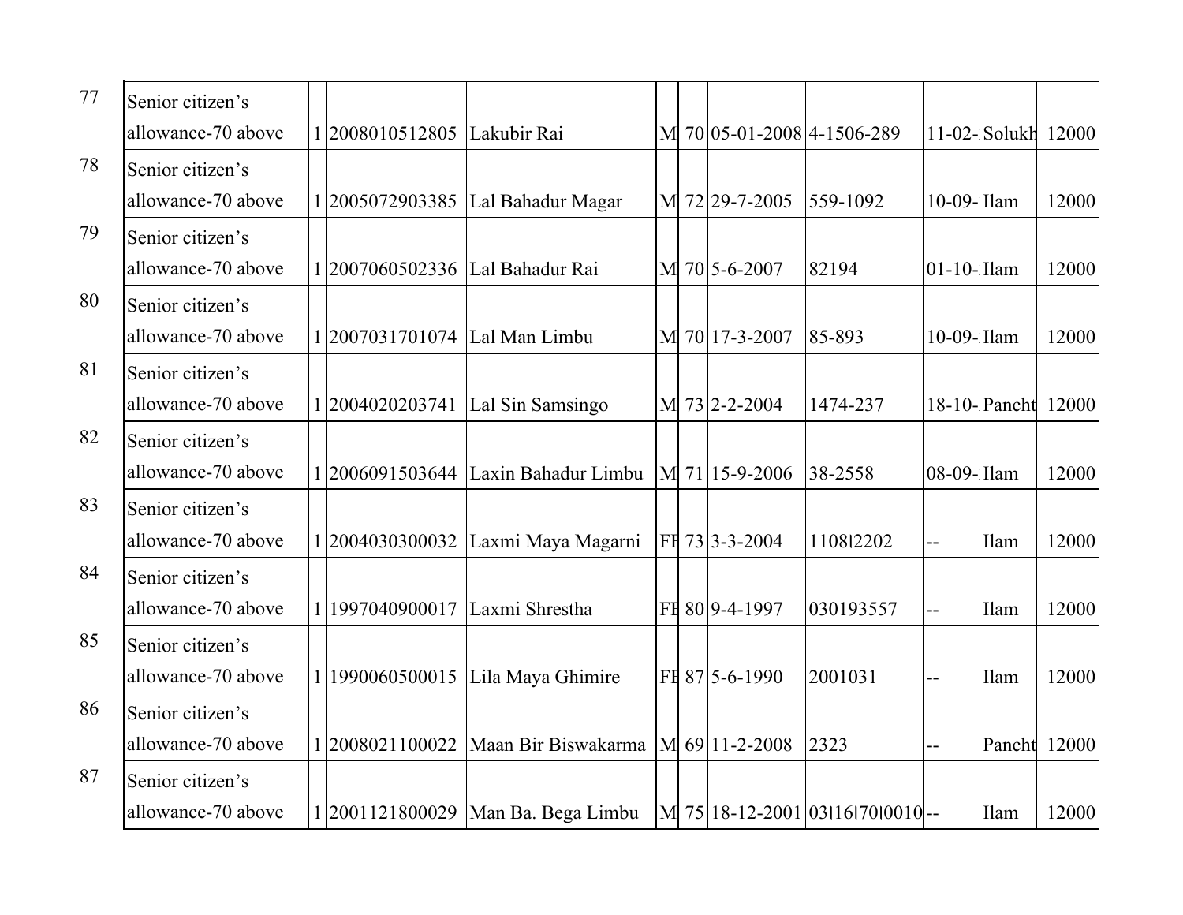| 77 | Senior citizen's allowance-70 above | 1 | 2008010512805 | Lakubir Rai | M | 70 | 05-01-2008 | 4-1506-289 | 11-02- | Solukh | 12000 |
|---|---|---|---|---|---|---|---|---|---|---|---|
| 78 | Senior citizen's allowance-70 above | 1 | 2005072903385 | Lal Bahadur Magar | M | 72 | 29-7-2005 | 559-1092 | 10-09- | Ilam | 12000 |
| 79 | Senior citizen's allowance-70 above | 1 | 2007060502336 | Lal Bahadur Rai | M | 70 | 5-6-2007 | 82194 | 01-10- | Ilam | 12000 |
| 80 | Senior citizen's allowance-70 above | 1 | 2007031701074 | Lal Man Limbu | M | 70 | 17-3-2007 | 85-893 | 10-09- | Ilam | 12000 |
| 81 | Senior citizen's allowance-70 above | 1 | 2004020203741 | Lal Sin Samsingo | M | 73 | 2-2-2004 | 1474-237 | 18-10- | Pancht | 12000 |
| 82 | Senior citizen's allowance-70 above | 1 | 2006091503644 | Laxin Bahadur Limbu | M | 71 | 15-9-2006 | 38-2558 | 08-09- | Ilam | 12000 |
| 83 | Senior citizen's allowance-70 above | 1 | 2004030300032 | Laxmi Maya Magarni | FE | 73 | 3-3-2004 | 1108l2202 | -- | Ilam | 12000 |
| 84 | Senior citizen's allowance-70 above | 1 | 1997040900017 | Laxmi Shrestha | FE | 80 | 9-4-1997 | 030193557 | -- | Ilam | 12000 |
| 85 | Senior citizen's allowance-70 above | 1 | 1990060500015 | Lila Maya Ghimire | FE | 87 | 5-6-1990 | 2001031 | -- | Ilam | 12000 |
| 86 | Senior citizen's allowance-70 above | 1 | 2008021100022 | Maan Bir Biswakarma | M | 69 | 11-2-2008 | 2323 | -- | Pancht | 12000 |
| 87 | Senior citizen's allowance-70 above | 1 | 2001121800029 | Man Ba. Bega Limbu | M | 75 | 18-12-2001 | 03l16l70l0010 | -- | Ilam | 12000 |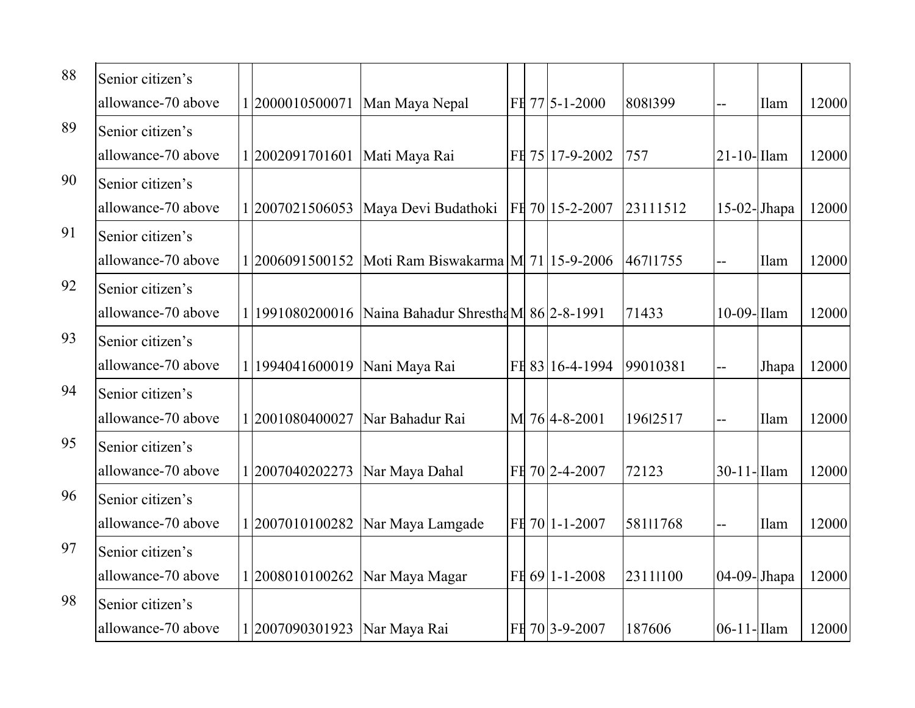| | | | | | | | | | | |
|---|---|---|---|---|---|---|---|---|---|---|
| 88 | Senior citizen's allowance-70 above | 1 | 2000010500071 | Man Maya Nepal | FE | 77 | 5-1-2000 | 808l399 | -- | Ilam | 12000 |
| 89 | Senior citizen's allowance-70 above | 1 | 2002091701601 | Mati Maya Rai | FE | 75 | 17-9-2002 | 757 | 21-10- | Ilam | 12000 |
| 90 | Senior citizen's allowance-70 above | 1 | 2007021506053 | Maya Devi Budathoki | FE | 70 | 15-2-2007 | 23111512 | 15-02- | Jhapa | 12000 |
| 91 | Senior citizen's allowance-70 above | 1 | 2006091500152 | Moti Ram Biswakarma | M | 71 | 15-9-2006 | 467l1755 | -- | Ilam | 12000 |
| 92 | Senior citizen's allowance-70 above | 1 | 1991080200016 | Naina Bahadur Shrestha | M | 86 | 2-8-1991 | 71433 | 10-09- | Ilam | 12000 |
| 93 | Senior citizen's allowance-70 above | 1 | 1994041600019 | Nani Maya Rai | FE | 83 | 16-4-1994 | 99010381 | -- | Jhapa | 12000 |
| 94 | Senior citizen's allowance-70 above | 1 | 2001080400027 | Nar Bahadur Rai | M | 76 | 4-8-2001 | 196l2517 | -- | Ilam | 12000 |
| 95 | Senior citizen's allowance-70 above | 1 | 2007040202273 | Nar Maya Dahal | FE | 70 | 2-4-2007 | 72123 | 30-11- | Ilam | 12000 |
| 96 | Senior citizen's allowance-70 above | 1 | 2007010100282 | Nar Maya Lamgade | FE | 70 | 1-1-2007 | 581l1768 | -- | Ilam | 12000 |
| 97 | Senior citizen's allowance-70 above | 1 | 2008010100262 | Nar Maya Magar | FE | 69 | 1-1-2008 | 2311l100 | 04-09- | Jhapa | 12000 |
| 98 | Senior citizen's allowance-70 above | 1 | 2007090301923 | Nar Maya Rai | FE | 70 | 3-9-2007 | 187606 | 06-11- | Ilam | 12000 |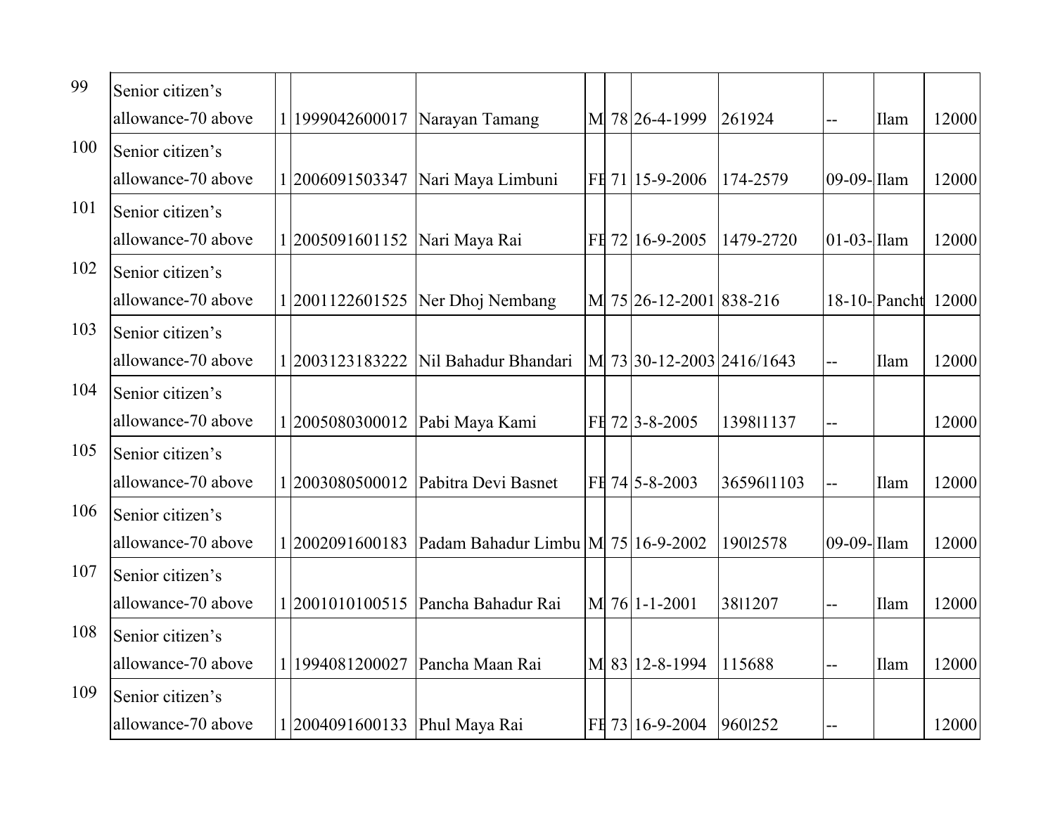| | | | | | | | | | | | |
|---|---|---|---|---|---|---|---|---|---|---|---|
| 99 | Senior citizen's allowance-70 above | 1 | 1999042600017 | Narayan Tamang | M | 78 | 26-4-1999 | 261924 | -- | Ilam | 12000 |
| 100 | Senior citizen's allowance-70 above | 1 | 2006091503347 | Nari Maya Limbuni | FE | 71 | 15-9-2006 | 174-2579 | 09-09- | Ilam | 12000 |
| 101 | Senior citizen's allowance-70 above | 1 | 2005091601152 | Nari Maya Rai | FE | 72 | 16-9-2005 | 1479-2720 | 01-03- | Ilam | 12000 |
| 102 | Senior citizen's allowance-70 above | 1 | 2001122601525 | Ner Dhoj Nembang | M | 75 | 26-12-2001 | 838-216 | 18-10- | Pancht | 12000 |
| 103 | Senior citizen's allowance-70 above | 1 | 2003123183222 | Nil Bahadur Bhandari | M | 73 | 30-12-2003 | 2416/1643 | -- | Ilam | 12000 |
| 104 | Senior citizen's allowance-70 above | 1 | 2005080300012 | Pabi Maya Kami | FE | 72 | 3-8-2005 | 1398l1137 | -- | | 12000 |
| 105 | Senior citizen's allowance-70 above | 1 | 2003080500012 | Pabitra Devi Basnet | FE | 74 | 5-8-2003 | 36596l1103 | -- | Ilam | 12000 |
| 106 | Senior citizen's allowance-70 above | 1 | 2002091600183 | Padam Bahadur Limbu | M | 75 | 16-9-2002 | 190l2578 | 09-09- | Ilam | 12000 |
| 107 | Senior citizen's allowance-70 above | 1 | 2001010100515 | Pancha Bahadur Rai | M | 76 | 1-1-2001 | 38l1207 | -- | Ilam | 12000 |
| 108 | Senior citizen's allowance-70 above | 1 | 1994081200027 | Pancha Maan Rai | M | 83 | 12-8-1994 | 115688 | -- | Ilam | 12000 |
| 109 | Senior citizen's allowance-70 above | 1 | 2004091600133 | Phul Maya Rai | FE | 73 | 16-9-2004 | 960l252 | -- | | 12000 |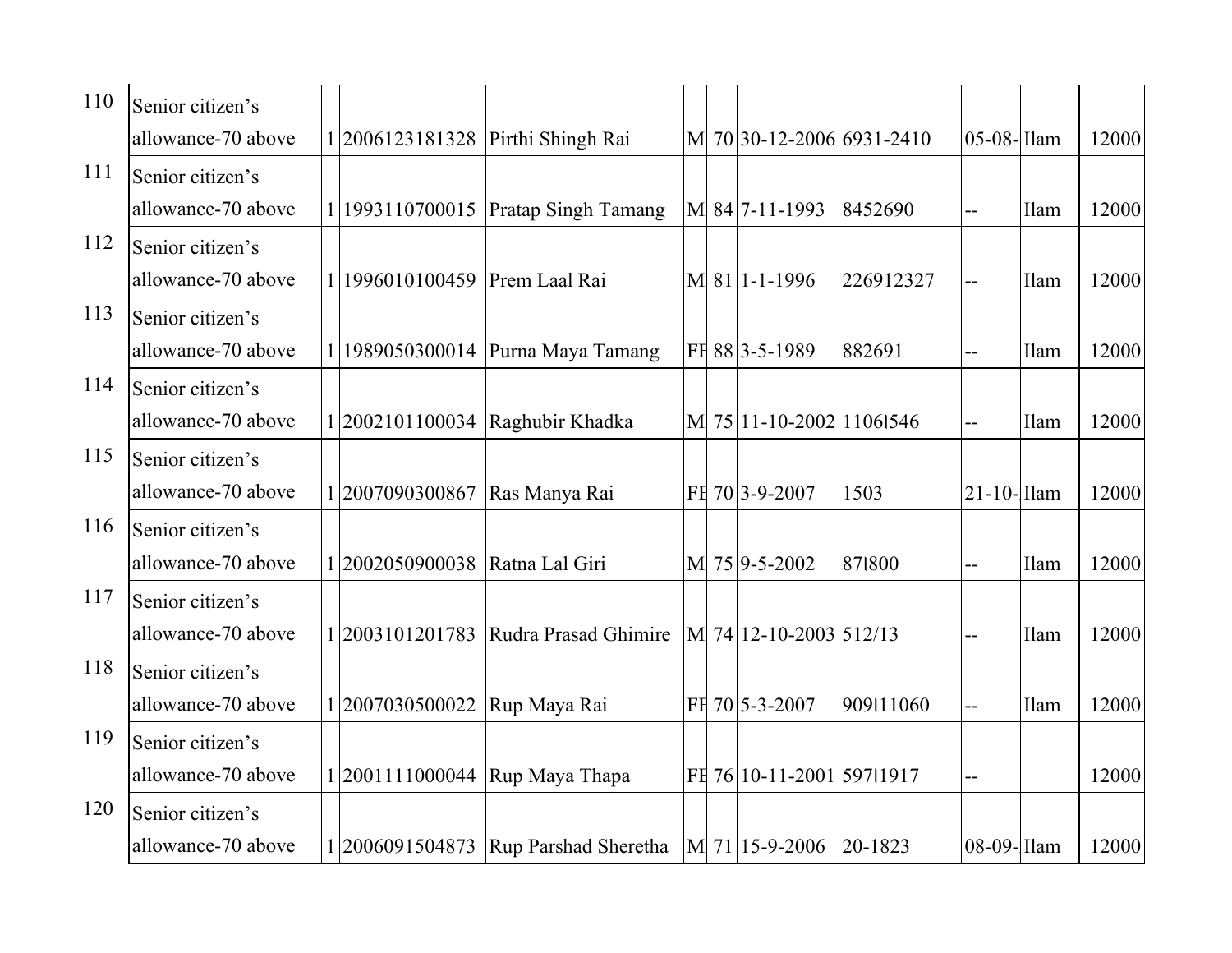| | | | | | | | | | | |
|---|---|---|---|---|---|---|---|---|---|---|
| 110 | Senior citizen's allowance-70 above | 1 | 2006123181328 | Pirthi Shingh Rai | M | 70 | 30-12-2006 | 6931-2410 | 05-08- | Ilam | 12000 |
| 111 | Senior citizen's allowance-70 above | 1 | 1993110700015 | Pratap Singh Tamang | M | 84 | 7-11-1993 | 8452690 | -- | Ilam | 12000 |
| 112 | Senior citizen's allowance-70 above | 1 | 1996010100459 | Prem Laal Rai | M | 81 | 1-1-1996 | 226912327 | -- | Ilam | 12000 |
| 113 | Senior citizen's allowance-70 above | 1 | 1989050300014 | Purna Maya Tamang | FE | 88 | 3-5-1989 | 882691 | -- | Ilam | 12000 |
| 114 | Senior citizen's allowance-70 above | 1 | 2002101100034 | Raghubir Khadka | M | 75 | 11-10-2002 | 1106l546 | -- | Ilam | 12000 |
| 115 | Senior citizen's allowance-70 above | 1 | 2007090300867 | Ras Manya Rai | FE | 70 | 3-9-2007 | 1503 | 21-10- | Ilam | 12000 |
| 116 | Senior citizen's allowance-70 above | 1 | 2002050900038 | Ratna Lal Giri | M | 75 | 9-5-2002 | 87l800 | -- | Ilam | 12000 |
| 117 | Senior citizen's allowance-70 above | 1 | 2003101201783 | Rudra Prasad Ghimire | M | 74 | 12-10-2003 | 512/13 | -- | Ilam | 12000 |
| 118 | Senior citizen's allowance-70 above | 1 | 2007030500022 | Rup Maya Rai | FE | 70 | 5-3-2007 | 909l11060 | -- | Ilam | 12000 |
| 119 | Senior citizen's allowance-70 above | 1 | 2001111000044 | Rup Maya Thapa | FE | 76 | 10-11-2001 | 597l1917 | -- | | 12000 |
| 120 | Senior citizen's allowance-70 above | 1 | 2006091504873 | Rup Parshad Sheretha | M | 71 | 15-9-2006 | 20-1823 | 08-09- | Ilam | 12000 |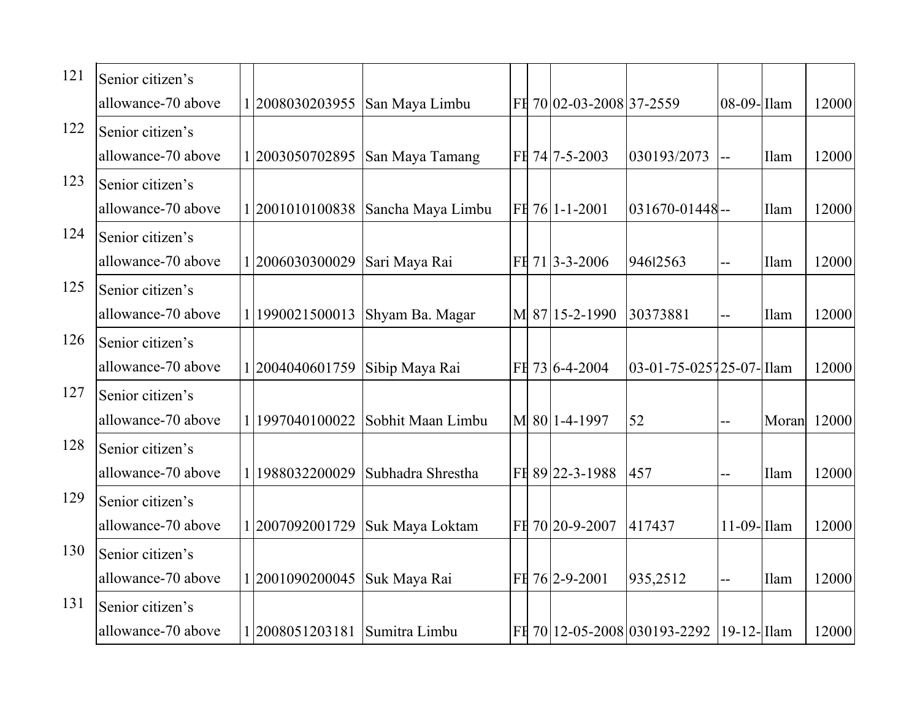| 121 | Senior citizen's allowance-70 above | 1 | 2008030203955 | San Maya Limbu | FE | 70 | 02-03-2008 | 37-2559 | 08-09- | Ilam | 12000 |
|---|---|---|---|---|---|---|---|---|---|---|---|
| 122 | Senior citizen's allowance-70 above | 1 | 2003050702895 | San Maya Tamang | FE | 74 | 7-5-2003 | 030193/2073 | -- | Ilam | 12000 |
| 123 | Senior citizen's allowance-70 above | 1 | 2001010100838 | Sancha Maya Limbu | FE | 76 | 1-1-2001 | 031670-01448 | -- | Ilam | 12000 |
| 124 | Senior citizen's allowance-70 above | 1 | 2006030300029 | Sari Maya Rai | FE | 71 | 3-3-2006 | 946l2563 | -- | Ilam | 12000 |
| 125 | Senior citizen's allowance-70 above | 1 | 1990021500013 | Shyam Ba. Magar | M | 87 | 15-2-1990 | 30373881 | -- | Ilam | 12000 |
| 126 | Senior citizen's allowance-70 above | 1 | 2004040601759 | Sibip Maya Rai | FE | 73 | 6-4-2004 | 03-01-75-0257 | 25-07- | Ilam | 12000 |
| 127 | Senior citizen's allowance-70 above | 1 | 1997040100022 | Sobhit Maan Limbu | M | 80 | 1-4-1997 | 52 | -- | Moran | 12000 |
| 128 | Senior citizen's allowance-70 above | 1 | 1988032200029 | Subhadra Shrestha | FE | 89 | 22-3-1988 | 457 | -- | Ilam | 12000 |
| 129 | Senior citizen's allowance-70 above | 1 | 2007092001729 | Suk Maya Loktam | FE | 70 | 20-9-2007 | 417437 | 11-09- | Ilam | 12000 |
| 130 | Senior citizen's allowance-70 above | 1 | 2001090200045 | Suk Maya Rai | FE | 76 | 2-9-2001 | 935,2512 | -- | Ilam | 12000 |
| 131 | Senior citizen's allowance-70 above | 1 | 2008051203181 | Sumitra Limbu | FE | 70 | 12-05-2008 | 030193-2292 | 19-12- | Ilam | 12000 |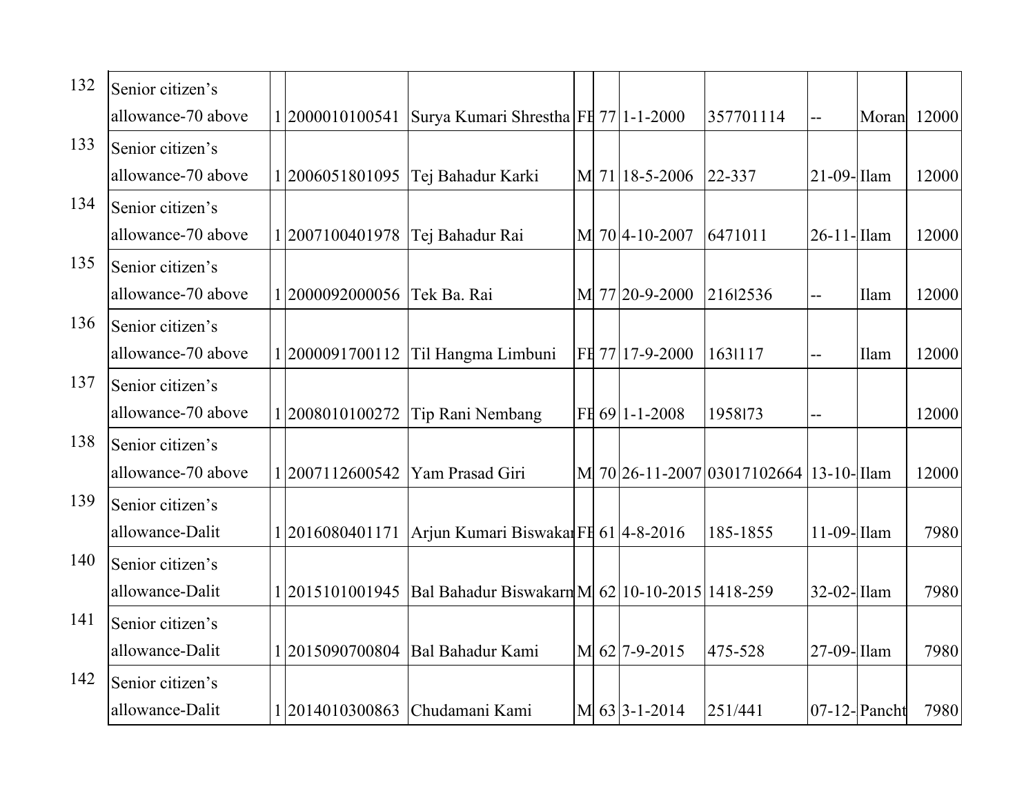| | | | | | | | | | | | |
|---|---|---|---|---|---|---|---|---|---|---|---|
| 132 | Senior citizen's allowance-70 above | 1 | 2000010100541 | Surya Kumari Shrestha | FE | 77 | 1-1-2000 | 357701114 | -- | Moran | 12000 |
| 133 | Senior citizen's allowance-70 above | 1 | 2006051801095 | Tej Bahadur Karki | M | 71 | 18-5-2006 | 22-337 | 21-09- | Ilam | 12000 |
| 134 | Senior citizen's allowance-70 above | 1 | 2007100401978 | Tej Bahadur Rai | M | 70 | 4-10-2007 | 6471011 | 26-11- | Ilam | 12000 |
| 135 | Senior citizen's allowance-70 above | 1 | 2000092000056 | Tek Ba. Rai | M | 77 | 20-9-2000 | 216l2536 | -- | Ilam | 12000 |
| 136 | Senior citizen's allowance-70 above | 1 | 2000091700112 | Til Hangma Limbuni | FE | 77 | 17-9-2000 | 163l117 | -- | Ilam | 12000 |
| 137 | Senior citizen's allowance-70 above | 1 | 2008010100272 | Tip Rani Nembang | FE | 69 | 1-1-2008 | 1958l73 | -- | | 12000 |
| 138 | Senior citizen's allowance-70 above | 1 | 2007112600542 | Yam Prasad Giri | M | 70 | 26-11-2007 | 03017102664 | 13-10- | Ilam | 12000 |
| 139 | Senior citizen's allowance-Dalit | 1 | 2016080401171 | Arjun Kumari Biswakar | FE | 61 | 4-8-2016 | 185-1855 | 11-09- | Ilam | 7980 |
| 140 | Senior citizen's allowance-Dalit | 1 | 2015101001945 | Bal Bahadur Biswakarn | M | 62 | 10-10-2015 | 1418-259 | 32-02- | Ilam | 7980 |
| 141 | Senior citizen's allowance-Dalit | 1 | 2015090700804 | Bal Bahadur Kami | M | 62 | 7-9-2015 | 475-528 | 27-09- | Ilam | 7980 |
| 142 | Senior citizen's allowance-Dalit | 1 | 2014010300863 | Chudamani Kami | M | 63 | 3-1-2014 | 251/441 | 07-12- | Pancht | 7980 |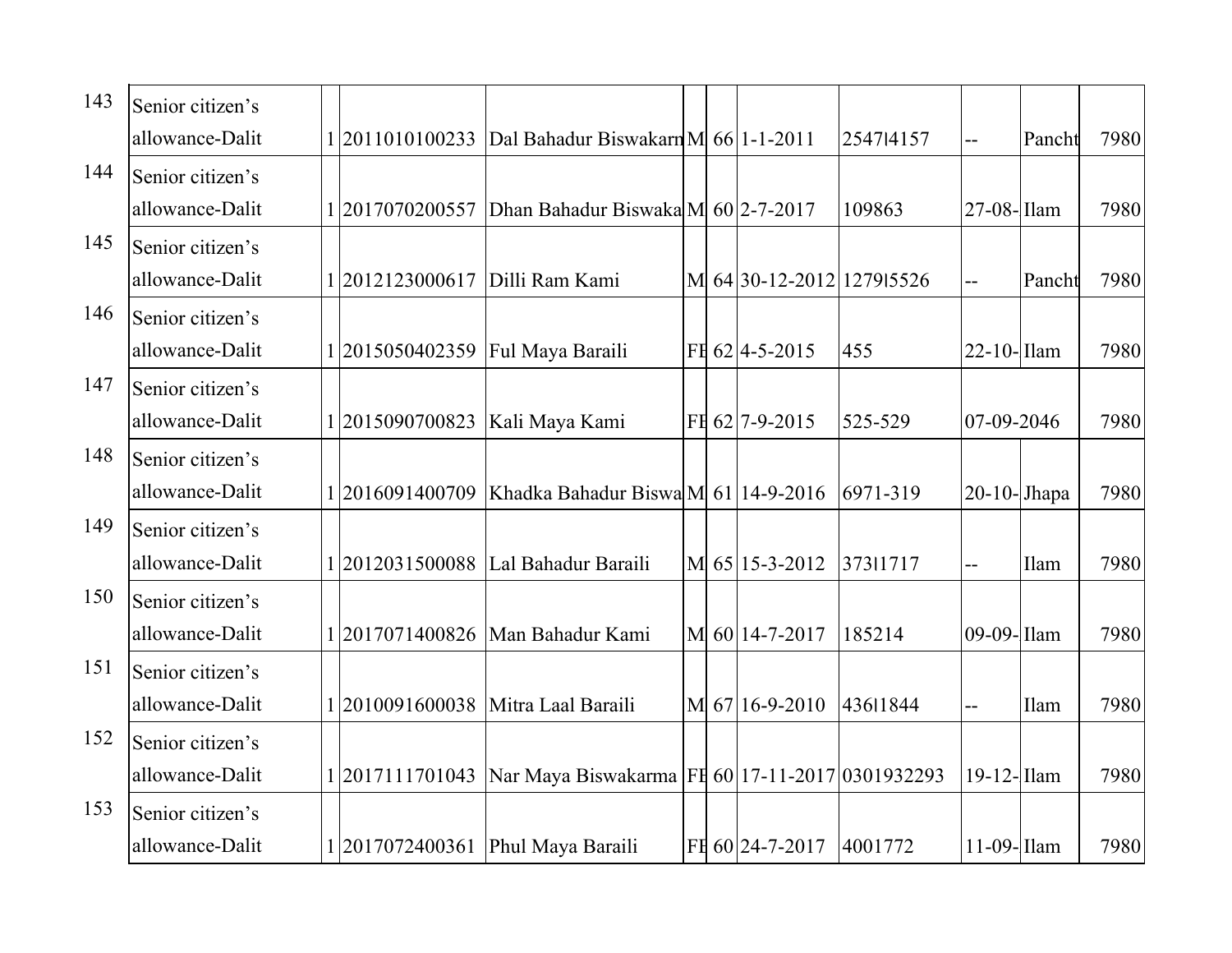| | | | | | | | | | | | |
|---|---|---|---|---|---|---|---|---|---|---|---|
| 143 | Senior citizen's allowance-Dalit | 1 | 2011010100233 | Dal Bahadur Biswakarn | M | 66 | 1-1-2011 | 2547l4157 | -- | Pancht | 7980 |
| 144 | Senior citizen's allowance-Dalit | 1 | 2017070200557 | Dhan Bahadur Biswaka | M | 60 | 2-7-2017 | 109863 | 27-08- | Ilam | 7980 |
| 145 | Senior citizen's allowance-Dalit | 1 | 2012123000617 | Dilli Ram Kami | M | 64 | 30-12-2012 | 1279l5526 | -- | Pancht | 7980 |
| 146 | Senior citizen's allowance-Dalit | 1 | 2015050402359 | Ful Maya Baraili | FE | 62 | 4-5-2015 | 455 | 22-10- | Ilam | 7980 |
| 147 | Senior citizen's allowance-Dalit | 1 | 2015090700823 | Kali Maya Kami | FE | 62 | 7-9-2015 | 525-529 | 07-09-2046 | | 7980 |
| 148 | Senior citizen's allowance-Dalit | 1 | 2016091400709 | Khadka Bahadur Biswa | M | 61 | 14-9-2016 | 6971-319 | 20-10- | Jhapa | 7980 |
| 149 | Senior citizen's allowance-Dalit | 1 | 2012031500088 | Lal Bahadur Baraili | M | 65 | 15-3-2012 | 373l1717 | -- | Ilam | 7980 |
| 150 | Senior citizen's allowance-Dalit | 1 | 2017071400826 | Man Bahadur Kami | M | 60 | 14-7-2017 | 185214 | 09-09- | Ilam | 7980 |
| 151 | Senior citizen's allowance-Dalit | 1 | 2010091600038 | Mitra Laal Baraili | M | 67 | 16-9-2010 | 436l1844 | -- | Ilam | 7980 |
| 152 | Senior citizen's allowance-Dalit | 1 | 2017111701043 | Nar Maya Biswakarma | FE | 60 | 17-11-2017 | 0301932293 | 19-12- | Ilam | 7980 |
| 153 | Senior citizen's allowance-Dalit | 1 | 2017072400361 | Phul Maya Baraili | FE | 60 | 24-7-2017 | 4001772 | 11-09- | Ilam | 7980 |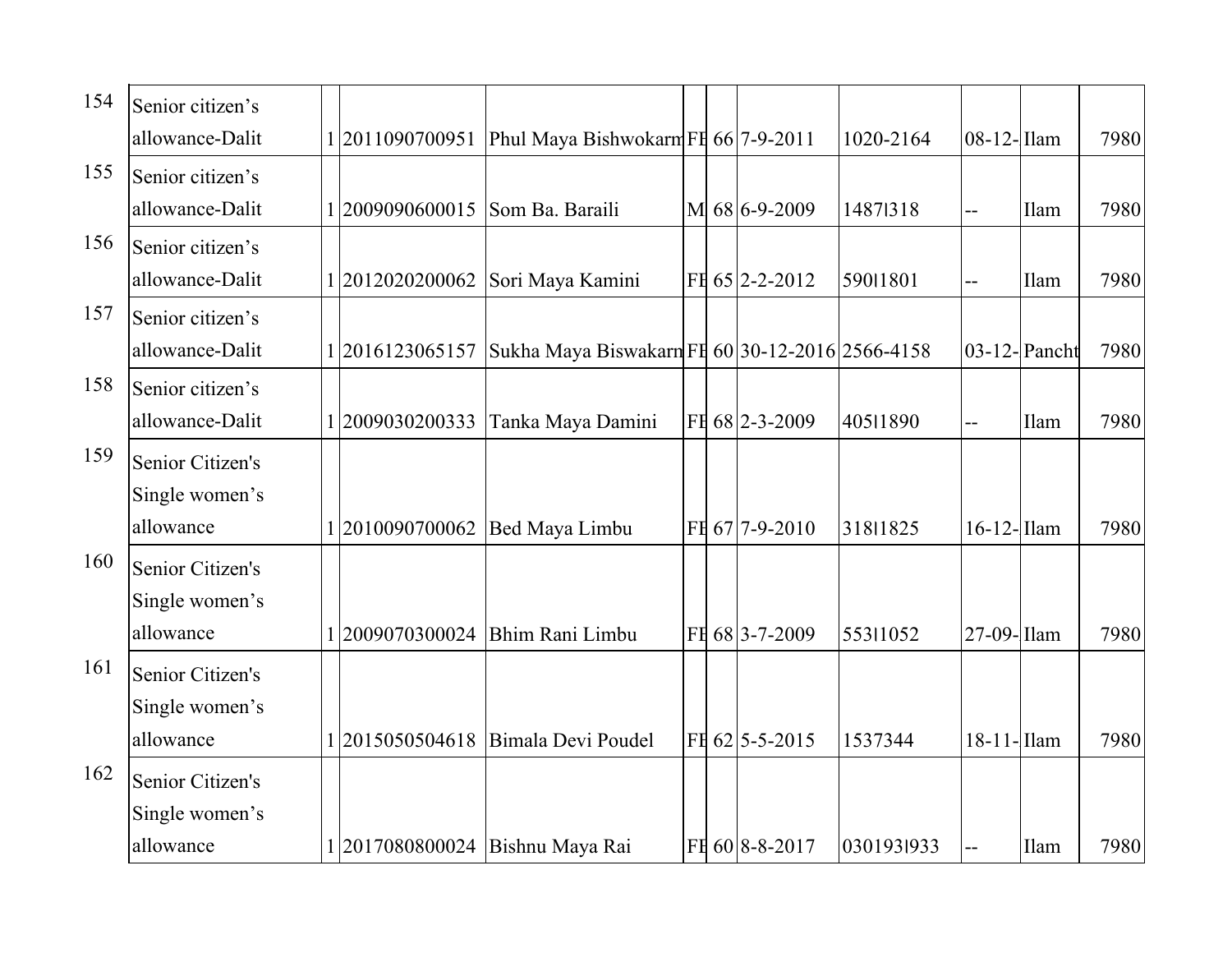| 154 | Senior citizen's allowance-Dalit | 1 | 2011090700951 | Phul Maya Bishwokarm | FE | 66 | 7-9-2011 | 1020-2164 | 08-12- | Ilam | 7980 |
|---|---|---|---|---|---|---|---|---|---|---|---|
| 155 | Senior citizen's allowance-Dalit | 1 | 2009090600015 | Som Ba. Baraili | M | 68 | 6-9-2009 | 1487I318 | -- | Ilam | 7980 |
| 156 | Senior citizen's allowance-Dalit | 1 | 2012020200062 | Sori Maya Kamini | FE | 65 | 2-2-2012 | 590I1801 | -- | Ilam | 7980 |
| 157 | Senior citizen's allowance-Dalit | 1 | 2016123065157 | Sukha Maya Biswakarn | FE | 60 | 30-12-2016 | 2566-4158 | 03-12- | Pancht | 7980 |
| 158 | Senior citizen's allowance-Dalit | 1 | 2009030200333 | Tanka Maya Damini | FE | 68 | 2-3-2009 | 405I1890 | -- | Ilam | 7980 |
| 159 | Senior Citizen's Single women's allowance | 1 | 2010090700062 | Bed Maya Limbu | FE | 67 | 7-9-2010 | 318I1825 | 16-12- | Ilam | 7980 |
| 160 | Senior Citizen's Single women's allowance | 1 | 2009070300024 | Bhim Rani Limbu | FE | 68 | 3-7-2009 | 553I1052 | 27-09- | Ilam | 7980 |
| 161 | Senior Citizen's Single women's allowance | 1 | 2015050504618 | Bimala Devi Poudel | FE | 62 | 5-5-2015 | 1537344 | 18-11- | Ilam | 7980 |
| 162 | Senior Citizen's Single women's allowance | 1 | 2017080800024 | Bishnu Maya Rai | FE | 60 | 8-8-2017 | 030193I933 | -- | Ilam | 7980 |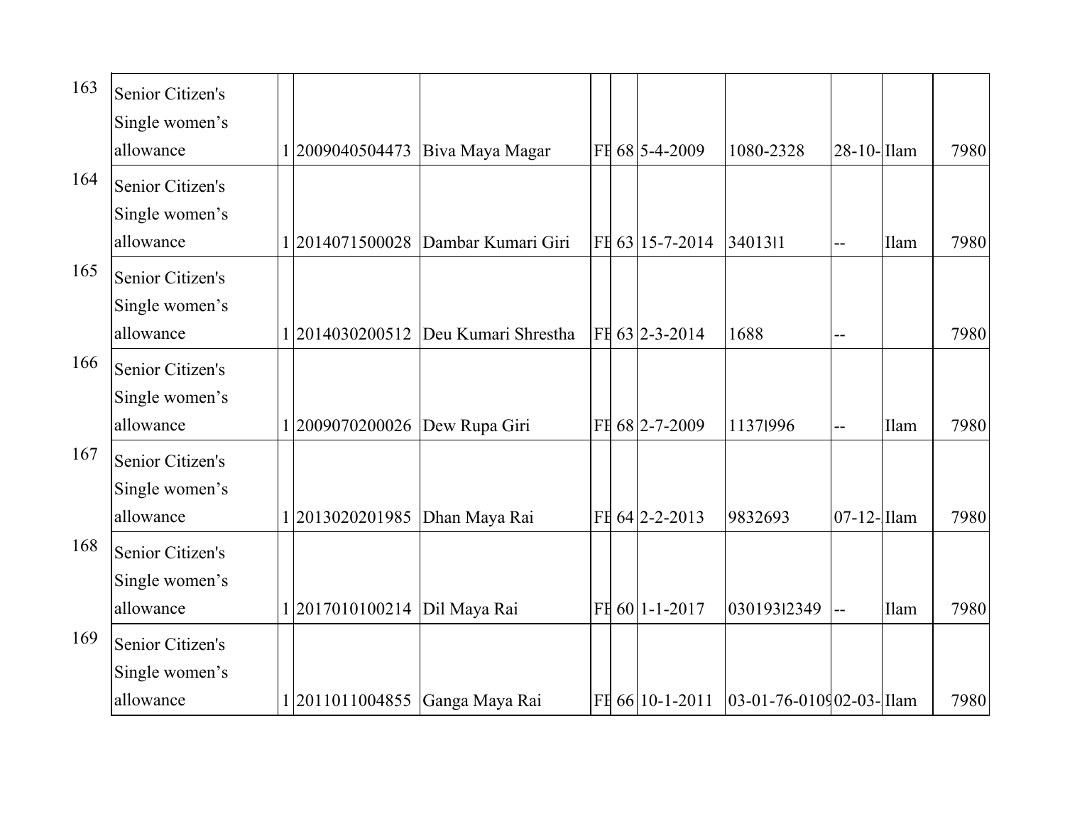| | | | | | | | | | | | |
|---|---|---|---|---|---|---|---|---|---|---|---|
| 163 | Senior Citizen's Single women's allowance | 1 | 2009040504473 | Biva Maya Magar | FE | 68 | 5-4-2009 | 1080-2328 | 28-10- | Ilam | 7980 |
| 164 | Senior Citizen's Single women's allowance | 1 | 2014071500028 | Dambar Kumari Giri | FE | 63 | 15-7-2014 | 340131l | -- | Ilam | 7980 |
| 165 | Senior Citizen's Single women's allowance | 1 | 2014030200512 | Deu Kumari Shrestha | FE | 63 | 2-3-2014 | 1688 | -- | | 7980 |
| 166 | Senior Citizen's Single women's allowance | 1 | 2009070200026 | Dew Rupa Giri | FE | 68 | 2-7-2009 | 1137l996 | -- | Ilam | 7980 |
| 167 | Senior Citizen's Single women's allowance | 1 | 2013020201985 | Dhan Maya Rai | FE | 64 | 2-2-2013 | 9832693 | 07-12- | Ilam | 7980 |
| 168 | Senior Citizen's Single women's allowance | 1 | 2017010100214 | Dil Maya Rai | FE | 60 | 1-1-2017 | 030193l2349 | -- | Ilam | 7980 |
| 169 | Senior Citizen's Single women's allowance | 1 | 2011011004855 | Ganga Maya Rai | FE | 66 | 10-1-2011 | 03-01-76-0109 | 02-03- | Ilam | 7980 |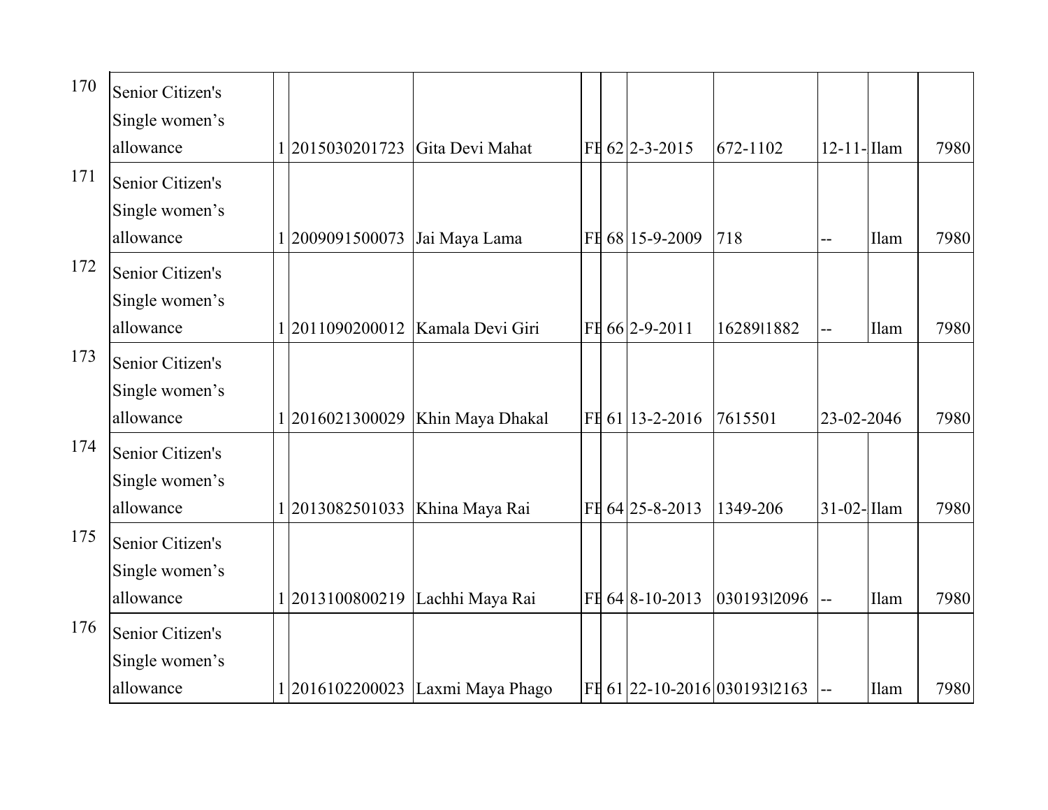| | | | | | | | | | | | |
|---|---|---|---|---|---|---|---|---|---|---|---|
| 170 | Senior Citizen's Single women's allowance | 1 | 2015030201723 | Gita Devi Mahat | FE | 62 | 2-3-2015 | 672-1102 | 12-11- | Ilam | 7980 |
| 171 | Senior Citizen's Single women's allowance | 1 | 2009091500073 | Jai Maya Lama | FE | 68 | 15-9-2009 | 718 | -- | Ilam | 7980 |
| 172 | Senior Citizen's Single women's allowance | 1 | 2011090200012 | Kamala Devi Giri | FE | 66 | 2-9-2011 | 16289\|1882 | -- | Ilam | 7980 |
| 173 | Senior Citizen's Single women's allowance | 1 | 2016021300029 | Khin Maya Dhakal | FE | 61 | 13-2-2016 | 7615501 | 23-02-2046 | | 7980 |
| 174 | Senior Citizen's Single women's allowance | 1 | 2013082501033 | Khina Maya Rai | FE | 64 | 25-8-2013 | 1349-206 | 31-02- | Ilam | 7980 |
| 175 | Senior Citizen's Single women's allowance | 1 | 2013100800219 | Lachhi Maya Rai | FE | 64 | 8-10-2013 | 030193\|2096 | -- | Ilam | 7980 |
| 176 | Senior Citizen's Single women's allowance | 1 | 2016102200023 | Laxmi Maya Phago | FE | 61 | 22-10-2016 | 030193\|2163 | -- | Ilam | 7980 |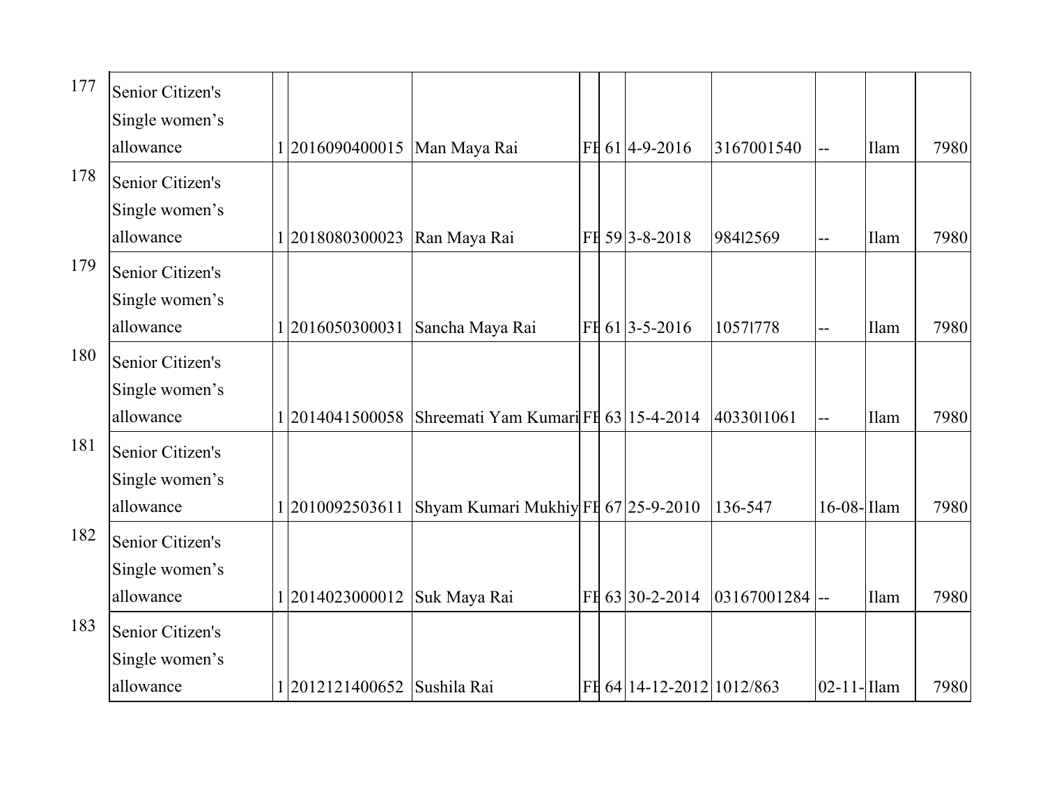| | | | | | | | | | | | |
|---|---|---|---|---|---|---|---|---|---|---|---|
| 177 | Senior Citizen's Single women's allowance | 1 | 2016090400015 | Man Maya Rai | FE | 61 | 4-9-2016 | 3167001540 | -- | Ilam | 7980 |
| 178 | Senior Citizen's Single women's allowance | 1 | 2018080300023 | Ran Maya Rai | FE | 59 | 3-8-2018 | 98412569 | -- | Ilam | 7980 |
| 179 | Senior Citizen's Single women's allowance | 1 | 2016050300031 | Sancha Maya Rai | FE | 61 | 3-5-2016 | 10571778 | -- | Ilam | 7980 |
| 180 | Senior Citizen's Single women's allowance | 1 | 2014041500058 | Shreemati Yam Kumari | FE | 63 | 15-4-2014 | 40330l1061 | -- | Ilam | 7980 |
| 181 | Senior Citizen's Single women's allowance | 1 | 2010092503611 | Shyam Kumari Mukhiy | FE | 67 | 25-9-2010 | 136-547 | 16-08- | Ilam | 7980 |
| 182 | Senior Citizen's Single women's allowance | 1 | 2014023000012 | Suk Maya Rai | FE | 63 | 30-2-2014 | 03167001284 | -- | Ilam | 7980 |
| 183 | Senior Citizen's Single women's allowance | 1 | 2012121400652 | Sushila Rai | FE | 64 | 14-12-2012 | 1012/863 | 02-11- | Ilam | 7980 |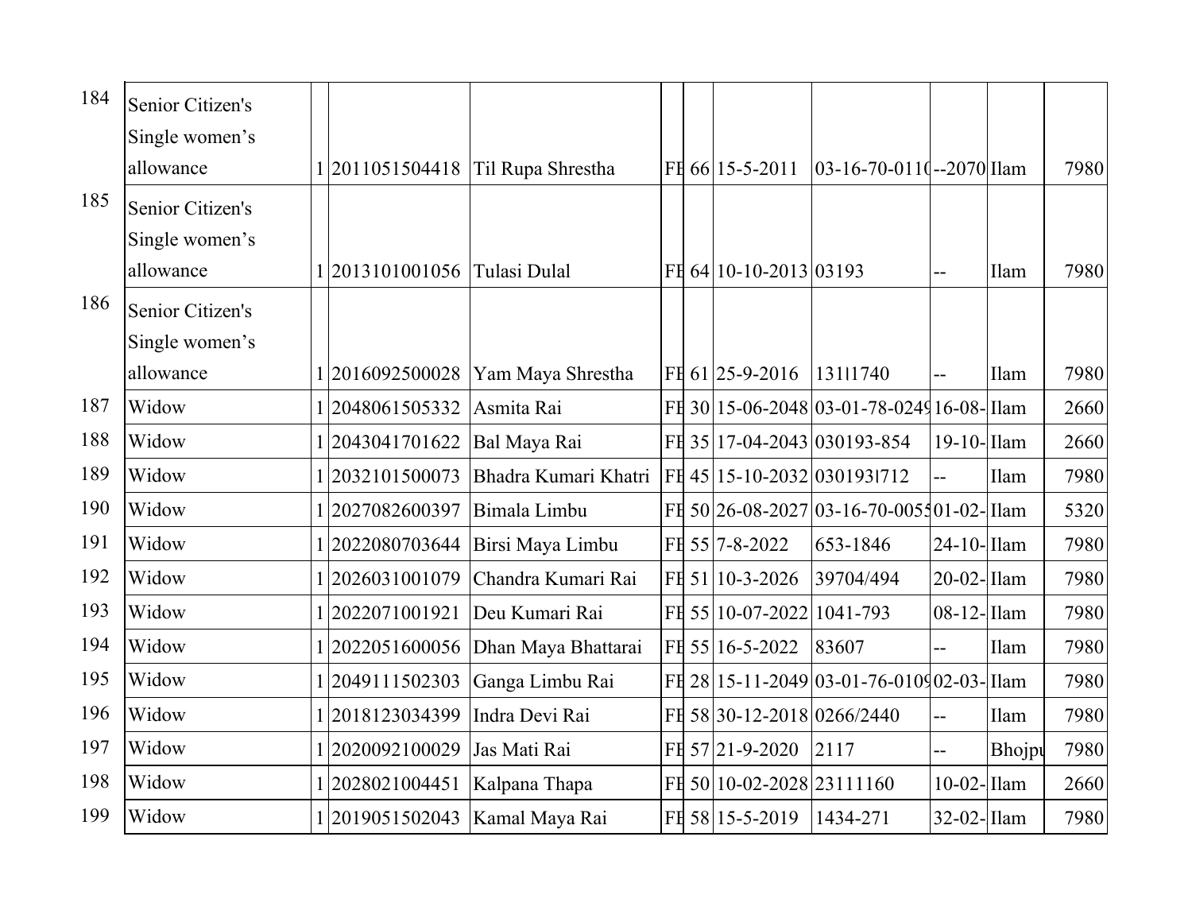| | | | | | | | | | | | |
|---|---|---|---|---|---|---|---|---|---|---|---|
| 184 | Senior Citizen's Single women's allowance | 1 | 2011051504418 | Til Rupa Shrestha | FE | 66 | 15-5-2011 | 03-16-70-011( | --2070 | Ilam | 7980 |
| 185 | Senior Citizen's Single women's allowance | 1 | 2013101001056 | Tulasi Dulal | FE | 64 | 10-10-2013 | 03193 | -- | Ilam | 7980 |
| 186 | Senior Citizen's Single women's allowance | 1 | 2016092500028 | Yam Maya Shrestha | FE | 61 | 25-9-2016 | 131l1740 | -- | Ilam | 7980 |
| 187 | Widow | 1 | 2048061505332 | Asmita Rai | FE | 30 | 15-06-2048 | 03-01-78-0249 | 16-08- | Ilam | 2660 |
| 188 | Widow | 1 | 2043041701622 | Bal Maya Rai | FE | 35 | 17-04-2043 | 030193-854 | 19-10- | Ilam | 2660 |
| 189 | Widow | 1 | 2032101500073 | Bhadra Kumari Khatri | FE | 45 | 15-10-2032 | 030193l712 | -- | Ilam | 7980 |
| 190 | Widow | 1 | 2027082600397 | Bimala Limbu | FE | 50 | 26-08-2027 | 03-16-70-0055 | 01-02- | Ilam | 5320 |
| 191 | Widow | 1 | 2022080703644 | Birsi Maya Limbu | FE | 55 | 7-8-2022 | 653-1846 | 24-10- | Ilam | 7980 |
| 192 | Widow | 1 | 2026031001079 | Chandra Kumari Rai | FE | 51 | 10-3-2026 | 39704/494 | 20-02- | Ilam | 7980 |
| 193 | Widow | 1 | 2022071001921 | Deu Kumari Rai | FE | 55 | 10-07-2022 | 1041-793 | 08-12- | Ilam | 7980 |
| 194 | Widow | 1 | 2022051600056 | Dhan Maya Bhattarai | FE | 55 | 16-5-2022 | 83607 | -- | Ilam | 7980 |
| 195 | Widow | 1 | 2049111502303 | Ganga Limbu Rai | FE | 28 | 15-11-2049 | 03-01-76-0109 | 02-03- | Ilam | 7980 |
| 196 | Widow | 1 | 2018123034399 | Indra Devi Rai | FE | 58 | 30-12-2018 | 0266/2440 | -- | Ilam | 7980 |
| 197 | Widow | 1 | 2020092100029 | Jas Mati Rai | FE | 57 | 21-9-2020 | 2117 | -- | Bhojpu | 7980 |
| 198 | Widow | 1 | 2028021004451 | Kalpana Thapa | FE | 50 | 10-02-2028 | 23111160 | 10-02- | Ilam | 2660 |
| 199 | Widow | 1 | 2019051502043 | Kamal Maya Rai | FE | 58 | 15-5-2019 | 1434-271 | 32-02- | Ilam | 7980 |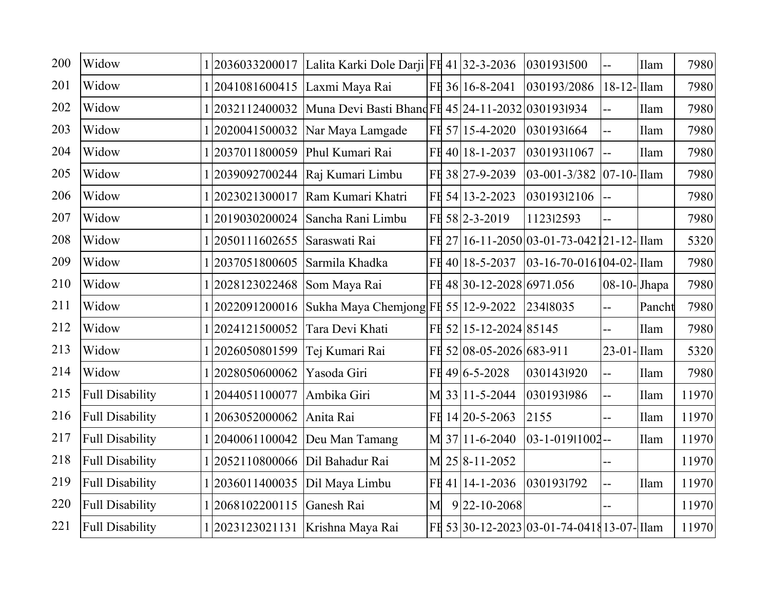| | | | | | | | | | | | |
|---|---|---|---|---|---|---|---|---|---|---|---|
| 200 | Widow | 1 | 2036033200017 | Lalita Karki Dole Darji | FE | 41 | 32-3-2036 | 030193l500 | -- | Ilam | 7980 |
| 201 | Widow | 1 | 2041081600415 | Laxmi Maya Rai | FE | 36 | 16-8-2041 | 030193/2086 | 18-12- | Ilam | 7980 |
| 202 | Widow | 1 | 2032112400032 | Muna Devi Basti Bhand | FE | 45 | 24-11-2032 | 030193l934 | -- | Ilam | 7980 |
| 203 | Widow | 1 | 2020041500032 | Nar Maya Lamgade | FE | 57 | 15-4-2020 | 030193l664 | -- | Ilam | 7980 |
| 204 | Widow | 1 | 2037011800059 | Phul Kumari Rai | FE | 40 | 18-1-2037 | 030193l1067 | -- | Ilam | 7980 |
| 205 | Widow | 1 | 2039092700244 | Raj Kumari Limbu | FE | 38 | 27-9-2039 | 03-001-3/382 | 07-10- | Ilam | 7980 |
| 206 | Widow | 1 | 2023021300017 | Ram Kumari Khatri | FE | 54 | 13-2-2023 | 030193l2106 | -- | | 7980 |
| 207 | Widow | 1 | 2019030200024 | Sancha Rani Limbu | FE | 58 | 2-3-2019 | 1123l2593 | -- | | 7980 |
| 208 | Widow | 1 | 2050111602655 | Saraswati Rai | FE | 27 | 16-11-2050 | 03-01-73-042 | 21-12- | Ilam | 5320 |
| 209 | Widow | 1 | 2037051800605 | Sarmila Khadka | FE | 40 | 18-5-2037 | 03-16-70-016 | 04-02- | Ilam | 7980 |
| 210 | Widow | 1 | 2028123022468 | Som Maya Rai | FE | 48 | 30-12-2028 | 6971.056 | 08-10- | Jhapa | 7980 |
| 211 | Widow | 1 | 2022091200016 | Sukha Maya Chemjong | FE | 55 | 12-9-2022 | 234l8035 | -- | Pancht | 7980 |
| 212 | Widow | 1 | 2024121500052 | Tara Devi Khati | FE | 52 | 15-12-2024 | 85145 | -- | Ilam | 7980 |
| 213 | Widow | 1 | 2026050801599 | Tej Kumari Rai | FE | 52 | 08-05-2026 | 683-911 | 23-01- | Ilam | 5320 |
| 214 | Widow | 1 | 2028050600062 | Yasoda Giri | FE | 49 | 6-5-2028 | 030143l920 | -- | Ilam | 7980 |
| 215 | Full Disability | 1 | 2044051100077 | Ambika Giri | M | 33 | 11-5-2044 | 030193l986 | -- | Ilam | 11970 |
| 216 | Full Disability | 1 | 2063052000062 | Anita Rai | FE | 14 | 20-5-2063 | 2155 | -- | Ilam | 11970 |
| 217 | Full Disability | 1 | 2040061100042 | Deu Man Tamang | M | 37 | 11-6-2040 | 03-1-019l1002 | -- | Ilam | 11970 |
| 218 | Full Disability | 1 | 2052110800066 | Dil Bahadur Rai | M | 25 | 8-11-2052 | | -- | | 11970 |
| 219 | Full Disability | 1 | 2036011400035 | Dil Maya Limbu | FE | 41 | 14-1-2036 | 030193l792 | -- | Ilam | 11970 |
| 220 | Full Disability | 1 | 2068102200115 | Ganesh Rai | M | 9 | 22-10-2068 | | -- | | 11970 |
| 221 | Full Disability | 1 | 2023123021131 | Krishna Maya Rai | FE | 53 | 30-12-2023 | 03-01-74-0418 | 13-07- | Ilam | 11970 |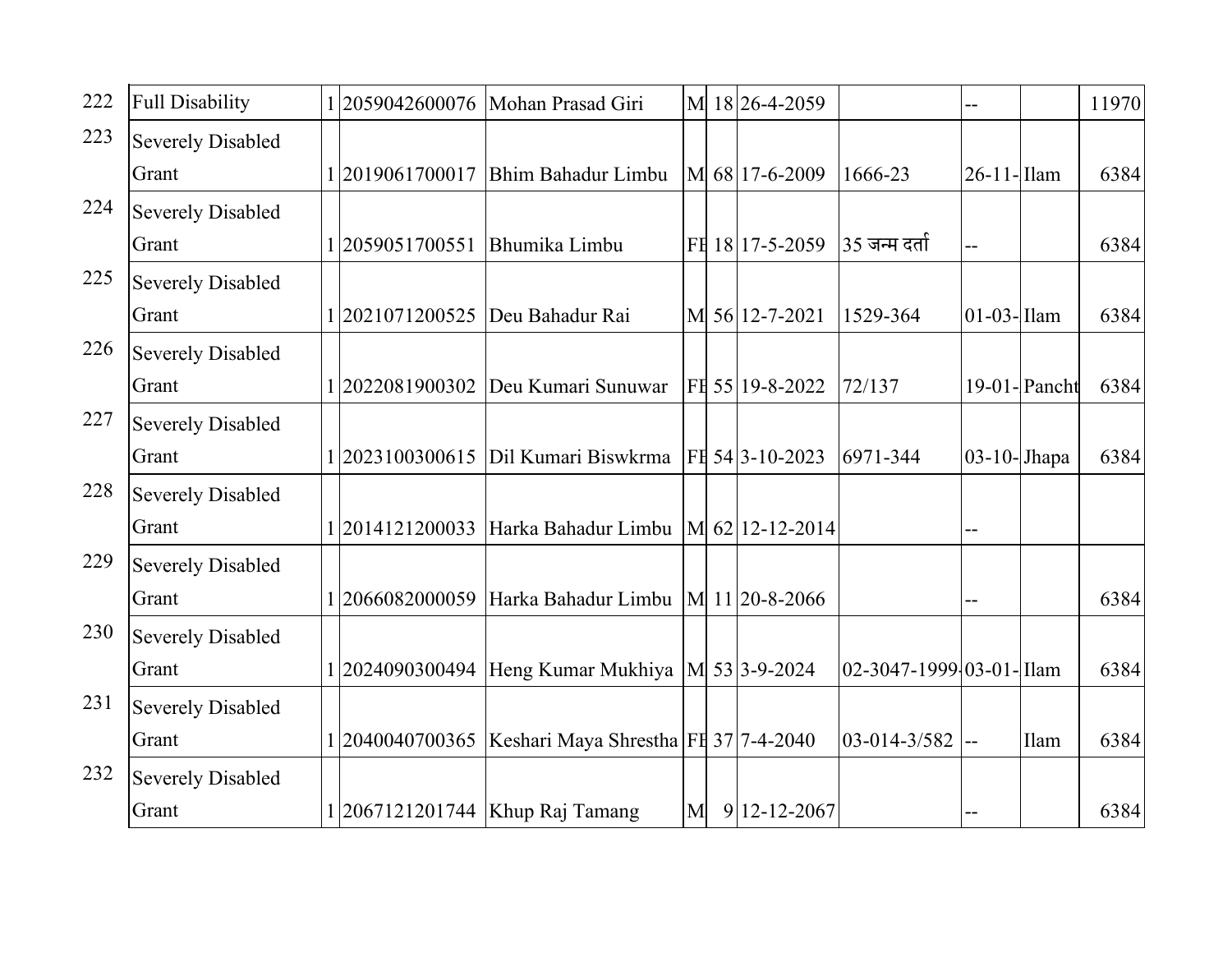| 222 | Full Disability | 1 | 2059042600076 | Mohan Prasad Giri | M | 18 | 26-4-2059 | | -- | | 11970 |
|---|---|---|---|---|---|---|---|---|---|---|---|
| 223 | Severely Disabled Grant | 1 | 2019061700017 | Bhim Bahadur Limbu | M | 68 | 17-6-2009 | 1666-23 | 26-11- | Ilam | 6384 |
| 224 | Severely Disabled Grant | 1 | 2059051700551 | Bhumika Limbu | FE | 18 | 17-5-2059 | 35 जन्म दर्ता | -- | | 6384 |
| 225 | Severely Disabled Grant | 1 | 2021071200525 | Deu Bahadur Rai | M | 56 | 12-7-2021 | 1529-364 | 01-03- | Ilam | 6384 |
| 226 | Severely Disabled Grant | 1 | 2022081900302 | Deu Kumari Sunuwar | FE | 55 | 19-8-2022 | 72/137 | 19-01- | Pancht | 6384 |
| 227 | Severely Disabled Grant | 1 | 2023100300615 | Dil Kumari Biswkrma | FE | 54 | 3-10-2023 | 6971-344 | 03-10- | Jhapa | 6384 |
| 228 | Severely Disabled Grant | 1 | 2014121200033 | Harka Bahadur Limbu | M | 62 | 12-12-2014 | | -- | | |
| 229 | Severely Disabled Grant | 1 | 2066082000059 | Harka Bahadur Limbu | M | 11 | 20-8-2066 | | -- | | 6384 |
| 230 | Severely Disabled Grant | 1 | 2024090300494 | Heng Kumar Mukhiya | M | 53 | 3-9-2024 | 02-3047-1999- | 03-01- | Ilam | 6384 |
| 231 | Severely Disabled Grant | 1 | 2040040700365 | Keshari Maya Shrestha | FE | 37 | 7-4-2040 | 03-014-3/582 | -- | Ilam | 6384 |
| 232 | Severely Disabled Grant | 1 | 2067121201744 | Khup Raj Tamang | M | 9 | 12-12-2067 | | -- | | 6384 |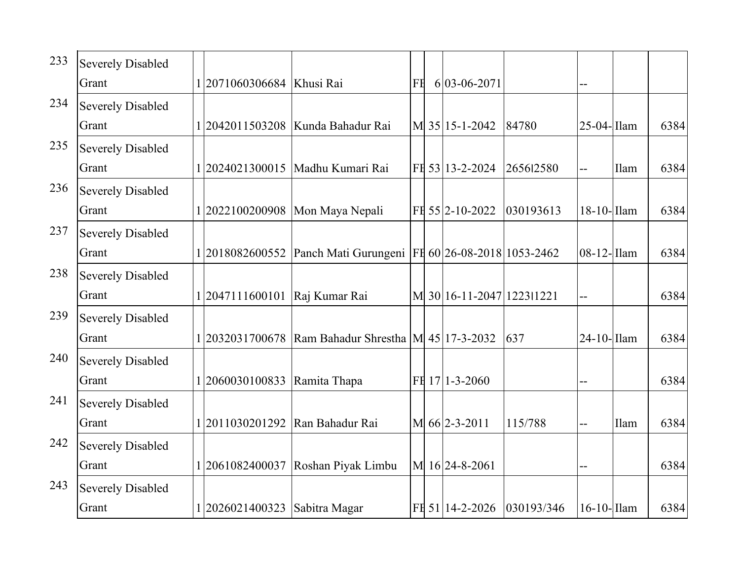| | | | | | | | | | | |
|---|---|---|---|---|---|---|---|---|---|---|
| 233 | Severely Disabled Grant | 1 | 2071060306684 | Khusi Rai | FE | 6 | 03-06-2071 | | -- | | |
| 234 | Severely Disabled Grant | 1 | 2042011503208 | Kunda Bahadur Rai | M | 35 | 15-1-2042 | 84780 | 25-04- | Ilam | 6384 |
| 235 | Severely Disabled Grant | 1 | 2024021300015 | Madhu Kumari Rai | FE | 53 | 13-2-2024 | 2656l2580 | -- | Ilam | 6384 |
| 236 | Severely Disabled Grant | 1 | 2022100200908 | Mon Maya Nepali | FE | 55 | 2-10-2022 | 030193613 | 18-10- | Ilam | 6384 |
| 237 | Severely Disabled Grant | 1 | 2018082600552 | Panch Mati Gurungeni | FE | 60 | 26-08-2018 | 1053-2462 | 08-12- | Ilam | 6384 |
| 238 | Severely Disabled Grant | 1 | 2047111600101 | Raj Kumar Rai | M | 30 | 16-11-2047 | 1223l1221 | -- | | 6384 |
| 239 | Severely Disabled Grant | 1 | 2032031700678 | Ram Bahadur Shrestha | M | 45 | 17-3-2032 | 637 | 24-10- | Ilam | 6384 |
| 240 | Severely Disabled Grant | 1 | 2060030100833 | Ramita Thapa | FE | 17 | 1-3-2060 | | -- | | 6384 |
| 241 | Severely Disabled Grant | 1 | 2011030201292 | Ran Bahadur Rai | M | 66 | 2-3-2011 | 115/788 | -- | Ilam | 6384 |
| 242 | Severely Disabled Grant | 1 | 2061082400037 | Roshan Piyak Limbu | M | 16 | 24-8-2061 | | -- | | 6384 |
| 243 | Severely Disabled Grant | 1 | 2026021400323 | Sabitra Magar | FE | 51 | 14-2-2026 | 030193/346 | 16-10- | Ilam | 6384 |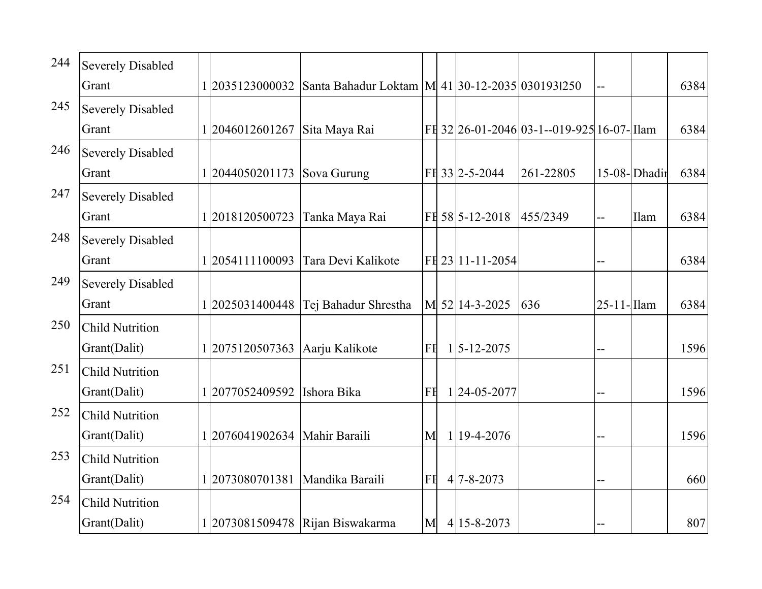| 244 | Severely Disabled Grant | 1 | 2035123000032 | Santa Bahadur Loktam | M | 41 | 30-12-2035 | 030193l250 | -- | | 6384 |
|---|---|---|---|---|---|---|---|---|---|---|---|
| 245 | Severely Disabled Grant | 1 | 2046012601267 | Sita Maya Rai | FE | 32 | 26-01-2046 | 03-1--019-925 | 16-07- | Ilam | 6384 |
| 246 | Severely Disabled Grant | 1 | 2044050201173 | Sova Gurung | FE | 33 | 2-5-2044 | 261-22805 | 15-08- | Dhadir | 6384 |
| 247 | Severely Disabled Grant | 1 | 2018120500723 | Tanka Maya Rai | FE | 58 | 5-12-2018 | 455/2349 | -- | Ilam | 6384 |
| 248 | Severely Disabled Grant | 1 | 2054111100093 | Tara Devi Kalikote | FE | 23 | 11-11-2054 | | -- | | 6384 |
| 249 | Severely Disabled Grant | 1 | 2025031400448 | Tej Bahadur Shrestha | M | 52 | 14-3-2025 | 636 | 25-11- | Ilam | 6384 |
| 250 | Child Nutrition Grant(Dalit) | 1 | 2075120507363 | Aarju Kalikote | FE | 1 | 5-12-2075 | | -- | | 1596 |
| 251 | Child Nutrition Grant(Dalit) | 1 | 2077052409592 | Ishora Bika | FE | 1 | 24-05-2077 | | -- | | 1596 |
| 252 | Child Nutrition Grant(Dalit) | 1 | 2076041902634 | Mahir Baraili | M | 1 | 19-4-2076 | | -- | | 1596 |
| 253 | Child Nutrition Grant(Dalit) | 1 | 2073080701381 | Mandika Baraili | FE | 4 | 7-8-2073 | | -- | | 660 |
| 254 | Child Nutrition Grant(Dalit) | 1 | 2073081509478 | Rijan Biswakarma | M | 4 | 15-8-2073 | | -- | | 807 |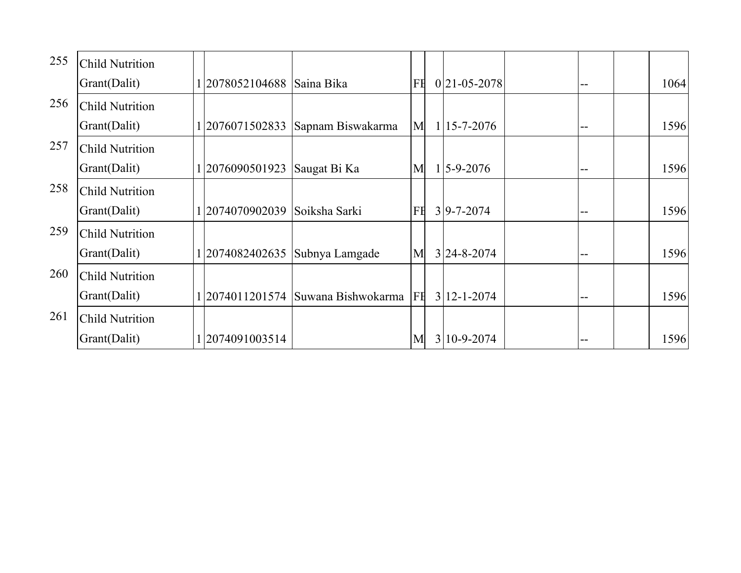| | | | | | | | | | | | |
|---|---|---|---|---|---|---|---|---|---|---|---|
| 255 | Child Nutrition Grant(Dalit) | 1 | 2078052104688 | Saina Bika | FE | 0 | 21-05-2078 | | -- | | 1064 |
| 256 | Child Nutrition Grant(Dalit) | 1 | 2076071502833 | Sapnam Biswakarma | M | 1 | 15-7-2076 | | -- | | 1596 |
| 257 | Child Nutrition Grant(Dalit) | 1 | 2076090501923 | Saugat Bi Ka | M | 1 | 5-9-2076 | | -- | | 1596 |
| 258 | Child Nutrition Grant(Dalit) | 1 | 2074070902039 | Soiksha Sarki | FE | 3 | 9-7-2074 | | -- | | 1596 |
| 259 | Child Nutrition Grant(Dalit) | 1 | 2074082402635 | Subnya Lamgade | M | 3 | 24-8-2074 | | -- | | 1596 |
| 260 | Child Nutrition Grant(Dalit) | 1 | 2074011201574 | Suwana Bishwokarma | FE | 3 | 12-1-2074 | | -- | | 1596 |
| 261 | Child Nutrition Grant(Dalit) | 1 | 2074091003514 | | M | 3 | 10-9-2074 | | -- | | 1596 |